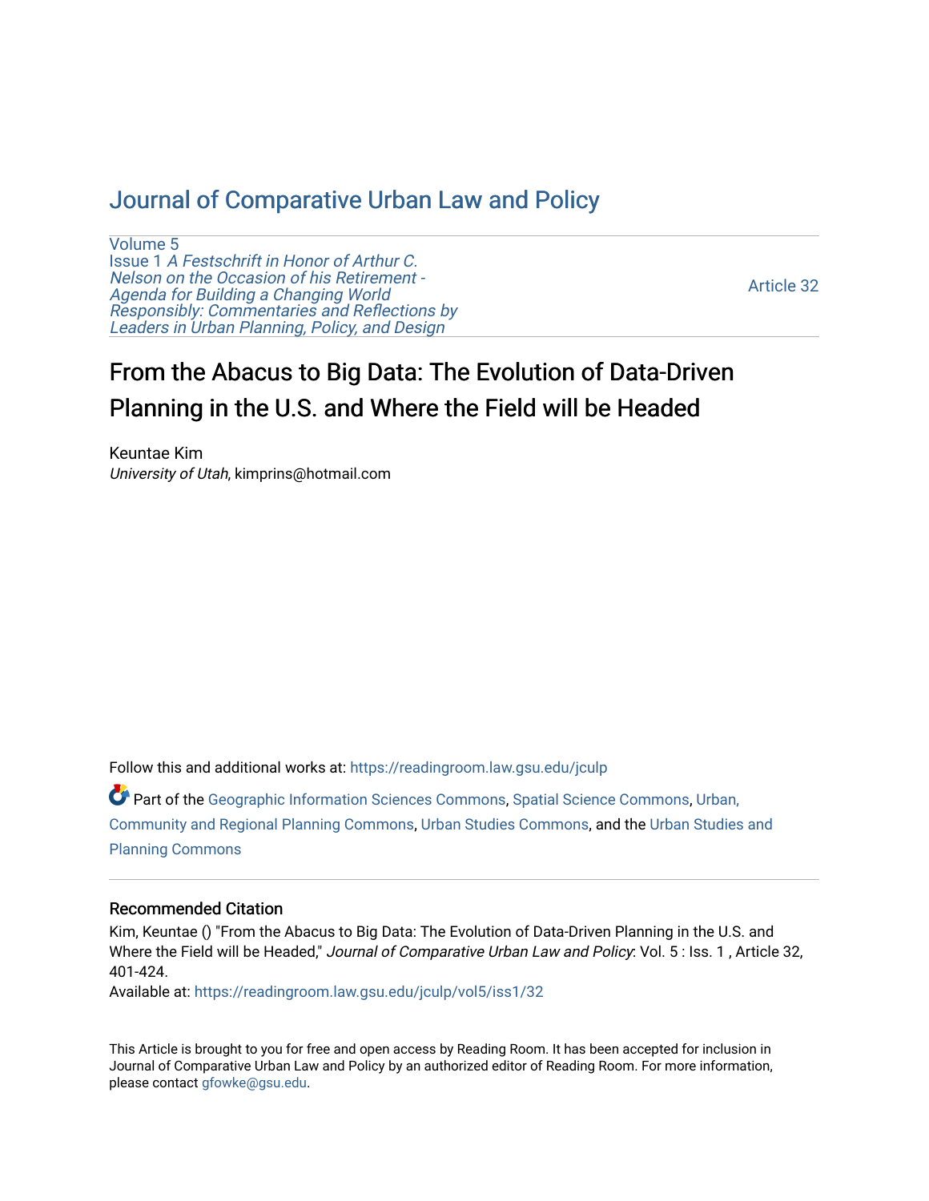# Journal of Comparative Urban Law and Policy

Volume 5
Issue 1 *A Festschrift in Honor of Arthur C. Nelson on the Occasion of his Retirement - Agenda for Building a Changing World Responsibly: Commentaries and Reflections by Leaders in Urban Planning, Policy, and Design*

Article 32

## From the Abacus to Big Data: The Evolution of Data-Driven Planning in the U.S. and Where the Field will be Headed

Keuntae Kim
*University of Utah*, kimprins@hotmail.com

Follow this and additional works at: https://readingroom.law.gsu.edu/jculp

Part of the Geographic Information Sciences Commons, Spatial Science Commons, Urban, Community and Regional Planning Commons, Urban Studies Commons, and the Urban Studies and Planning Commons

### Recommended Citation

Kim, Keuntae () "From the Abacus to Big Data: The Evolution of Data-Driven Planning in the U.S. and Where the Field will be Headed," *Journal of Comparative Urban Law and Policy*: Vol. 5 : Iss. 1 , Article 32, 401-424.
Available at: https://readingroom.law.gsu.edu/jculp/vol5/iss1/32

This Article is brought to you for free and open access by Reading Room. It has been accepted for inclusion in Journal of Comparative Urban Law and Policy by an authorized editor of Reading Room. For more information, please contact gfowke@gsu.edu.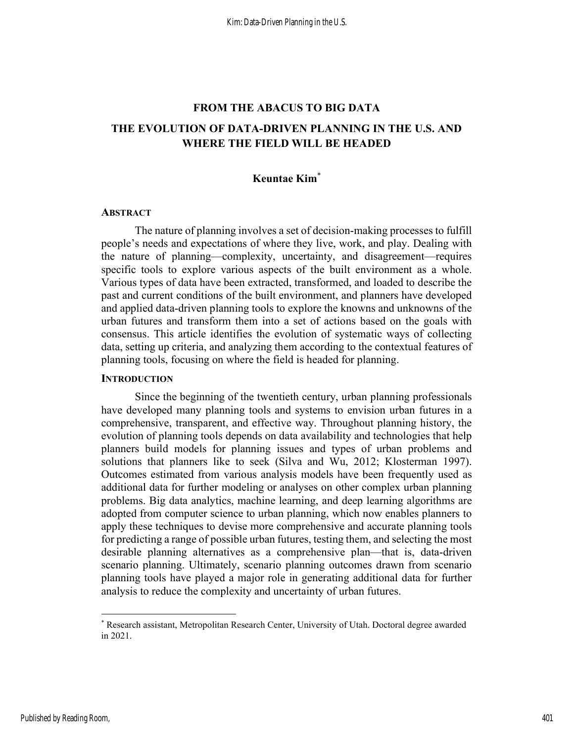# FROM THE ABACUS TO BIG DATA

## THE EVOLUTION OF DATA-DRIVEN PLANNING IN THE U.S. AND WHERE THE FIELD WILL BE HEADED

**Keuntae Kim**[*]

### ABSTRACT

The nature of planning involves a set of decision-making processes to fulfill people's needs and expectations of where they live, work, and play. Dealing with the nature of planning—complexity, uncertainty, and disagreement—requires specific tools to explore various aspects of the built environment as a whole. Various types of data have been extracted, transformed, and loaded to describe the past and current conditions of the built environment, and planners have developed and applied data-driven planning tools to explore the knowns and unknowns of the urban futures and transform them into a set of actions based on the goals with consensus. This article identifies the evolution of systematic ways of collecting data, setting up criteria, and analyzing them according to the contextual features of planning tools, focusing on where the field is headed for planning.

### INTRODUCTION

Since the beginning of the twentieth century, urban planning professionals have developed many planning tools and systems to envision urban futures in a comprehensive, transparent, and effective way. Throughout planning history, the evolution of planning tools depends on data availability and technologies that help planners build models for planning issues and types of urban problems and solutions that planners like to seek (Silva and Wu, 2012; Klosterman 1997). Outcomes estimated from various analysis models have been frequently used as additional data for further modeling or analyses on other complex urban planning problems. Big data analytics, machine learning, and deep learning algorithms are adopted from computer science to urban planning, which now enables planners to apply these techniques to devise more comprehensive and accurate planning tools for predicting a range of possible urban futures, testing them, and selecting the most desirable planning alternatives as a comprehensive plan—that is, data-driven scenario planning. Ultimately, scenario planning outcomes drawn from scenario planning tools have played a major role in generating additional data for further analysis to reduce the complexity and uncertainty of urban futures.

---

[*] Research assistant, Metropolitan Research Center, University of Utah. Doctoral degree awarded in 2021.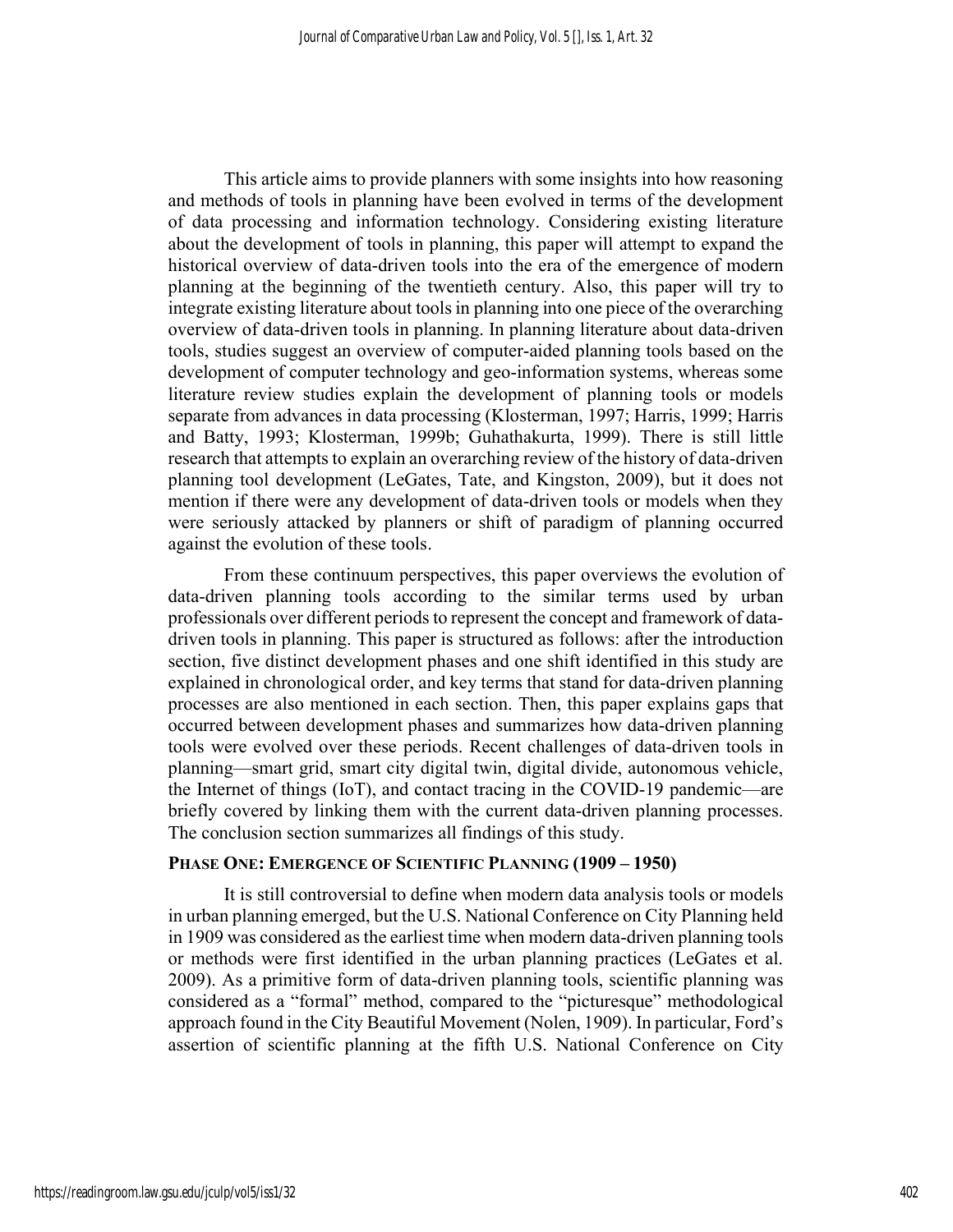This article aims to provide planners with some insights into how reasoning and methods of tools in planning have been evolved in terms of the development of data processing and information technology. Considering existing literature about the development of tools in planning, this paper will attempt to expand the historical overview of data-driven tools into the era of the emergence of modern planning at the beginning of the twentieth century. Also, this paper will try to integrate existing literature about tools in planning into one piece of the overarching overview of data-driven tools in planning. In planning literature about data-driven tools, studies suggest an overview of computer-aided planning tools based on the development of computer technology and geo-information systems, whereas some literature review studies explain the development of planning tools or models separate from advances in data processing (Klosterman, 1997; Harris, 1999; Harris and Batty, 1993; Klosterman, 1999b; Guhathakurta, 1999). There is still little research that attempts to explain an overarching review of the history of data-driven planning tool development (LeGates, Tate, and Kingston, 2009), but it does not mention if there were any development of data-driven tools or models when they were seriously attacked by planners or shift of paradigm of planning occurred against the evolution of these tools.

From these continuum perspectives, this paper overviews the evolution of data-driven planning tools according to the similar terms used by urban professionals over different periods to represent the concept and framework of data-driven tools in planning. This paper is structured as follows: after the introduction section, five distinct development phases and one shift identified in this study are explained in chronological order, and key terms that stand for data-driven planning processes are also mentioned in each section. Then, this paper explains gaps that occurred between development phases and summarizes how data-driven planning tools were evolved over these periods. Recent challenges of data-driven tools in planning—smart grid, smart city digital twin, digital divide, autonomous vehicle, the Internet of things (IoT), and contact tracing in the COVID-19 pandemic—are briefly covered by linking them with the current data-driven planning processes. The conclusion section summarizes all findings of this study.

## PHASE ONE: EMERGENCE OF SCIENTIFIC PLANNING (1909 – 1950)

It is still controversial to define when modern data analysis tools or models in urban planning emerged, but the U.S. National Conference on City Planning held in 1909 was considered as the earliest time when modern data-driven planning tools or methods were first identified in the urban planning practices (LeGates et al. 2009). As a primitive form of data-driven planning tools, scientific planning was considered as a "formal" method, compared to the "picturesque" methodological approach found in the City Beautiful Movement (Nolen, 1909). In particular, Ford's assertion of scientific planning at the fifth U.S. National Conference on City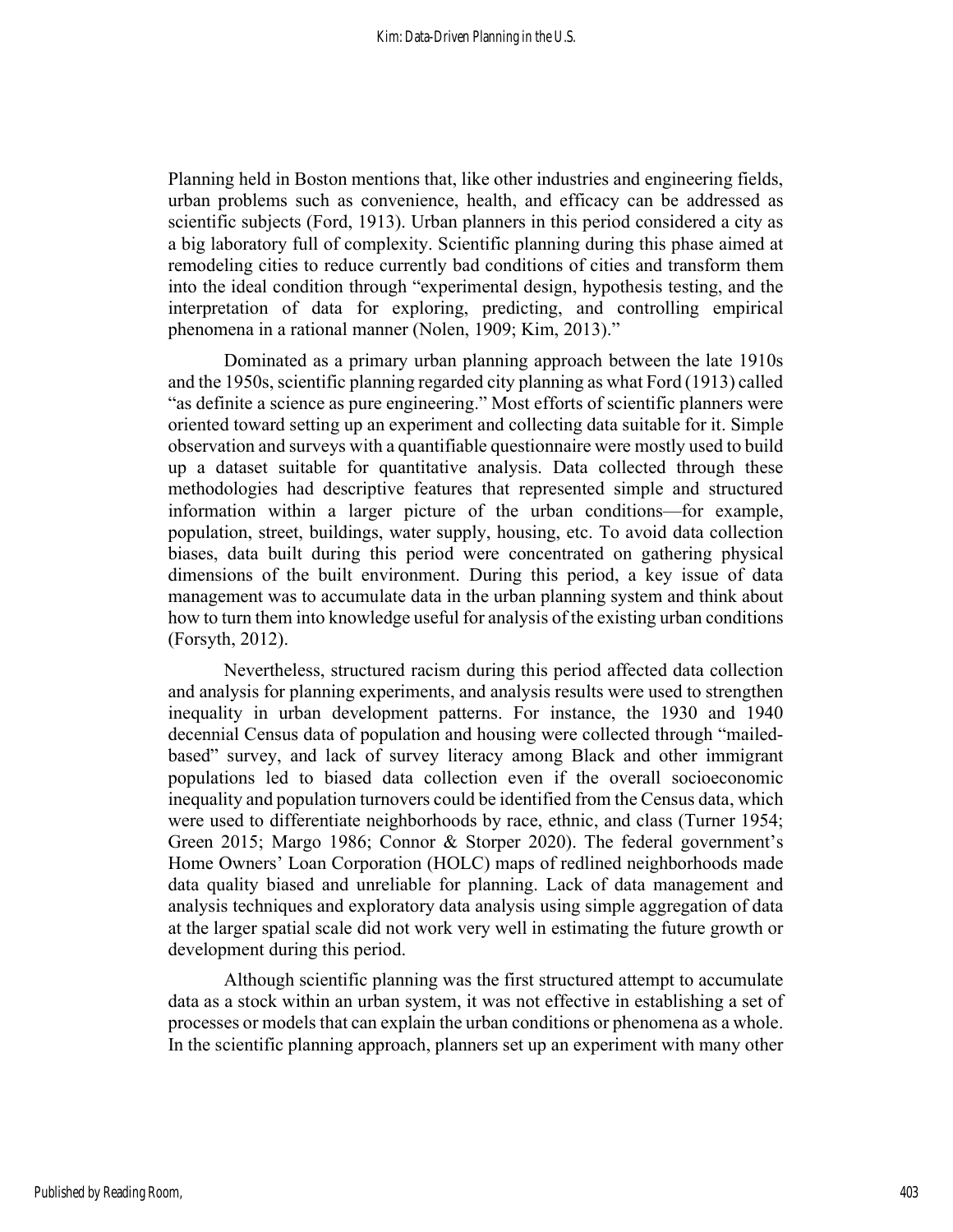Planning held in Boston mentions that, like other industries and engineering fields, urban problems such as convenience, health, and efficacy can be addressed as scientific subjects (Ford, 1913). Urban planners in this period considered a city as a big laboratory full of complexity. Scientific planning during this phase aimed at remodeling cities to reduce currently bad conditions of cities and transform them into the ideal condition through "experimental design, hypothesis testing, and the interpretation of data for exploring, predicting, and controlling empirical phenomena in a rational manner (Nolen, 1909; Kim, 2013)."

Dominated as a primary urban planning approach between the late 1910s and the 1950s, scientific planning regarded city planning as what Ford (1913) called "as definite a science as pure engineering." Most efforts of scientific planners were oriented toward setting up an experiment and collecting data suitable for it. Simple observation and surveys with a quantifiable questionnaire were mostly used to build up a dataset suitable for quantitative analysis. Data collected through these methodologies had descriptive features that represented simple and structured information within a larger picture of the urban conditions—for example, population, street, buildings, water supply, housing, etc. To avoid data collection biases, data built during this period were concentrated on gathering physical dimensions of the built environment. During this period, a key issue of data management was to accumulate data in the urban planning system and think about how to turn them into knowledge useful for analysis of the existing urban conditions (Forsyth, 2012).

Nevertheless, structured racism during this period affected data collection and analysis for planning experiments, and analysis results were used to strengthen inequality in urban development patterns. For instance, the 1930 and 1940 decennial Census data of population and housing were collected through "mailed-based" survey, and lack of survey literacy among Black and other immigrant populations led to biased data collection even if the overall socioeconomic inequality and population turnovers could be identified from the Census data, which were used to differentiate neighborhoods by race, ethnic, and class (Turner 1954; Green 2015; Margo 1986; Connor & Storper 2020). The federal government's Home Owners' Loan Corporation (HOLC) maps of redlined neighborhoods made data quality biased and unreliable for planning. Lack of data management and analysis techniques and exploratory data analysis using simple aggregation of data at the larger spatial scale did not work very well in estimating the future growth or development during this period.

Although scientific planning was the first structured attempt to accumulate data as a stock within an urban system, it was not effective in establishing a set of processes or models that can explain the urban conditions or phenomena as a whole. In the scientific planning approach, planners set up an experiment with many other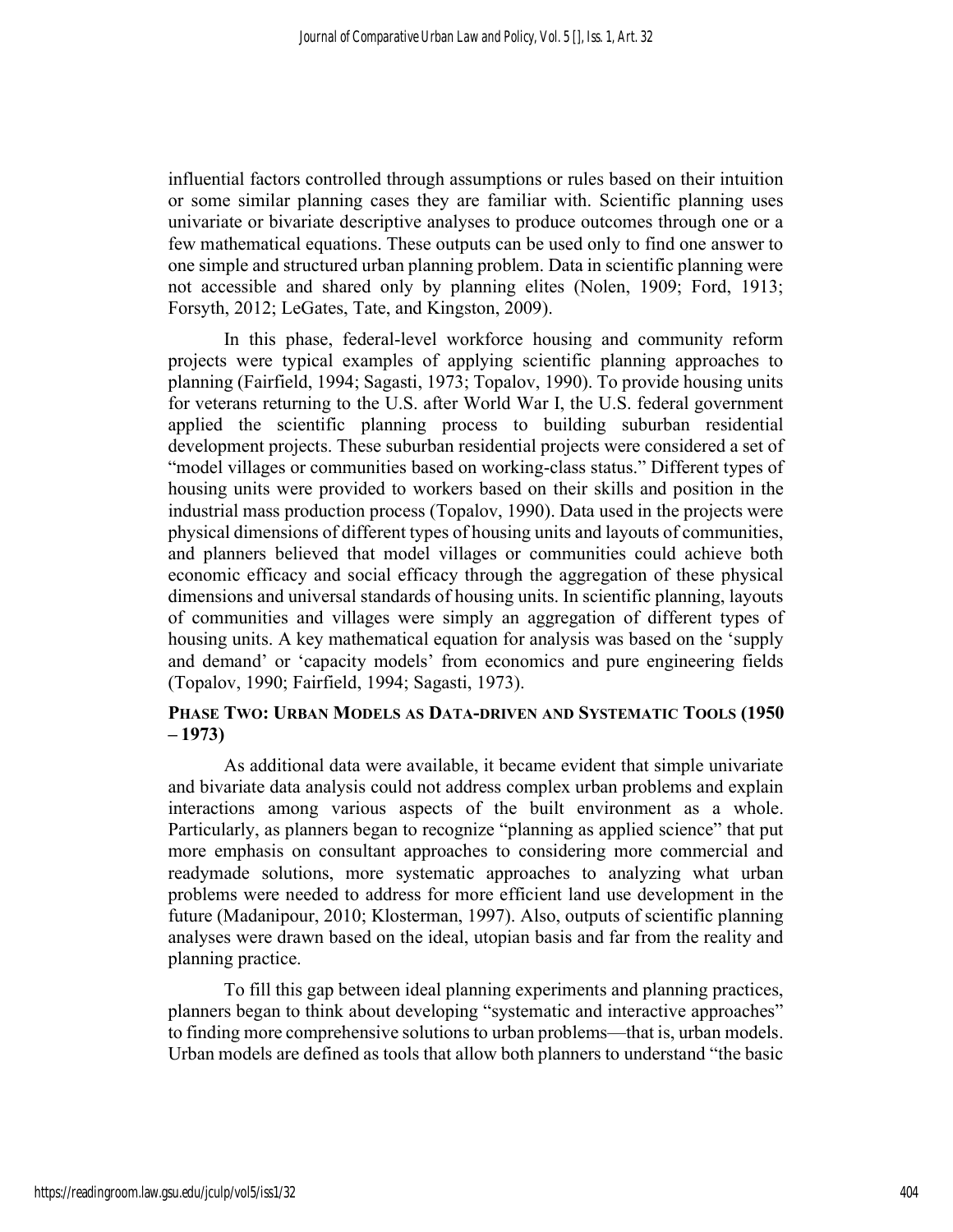influential factors controlled through assumptions or rules based on their intuition or some similar planning cases they are familiar with. Scientific planning uses univariate or bivariate descriptive analyses to produce outcomes through one or a few mathematical equations. These outputs can be used only to find one answer to one simple and structured urban planning problem. Data in scientific planning were not accessible and shared only by planning elites (Nolen, 1909; Ford, 1913; Forsyth, 2012; LeGates, Tate, and Kingston, 2009).

In this phase, federal-level workforce housing and community reform projects were typical examples of applying scientific planning approaches to planning (Fairfield, 1994; Sagasti, 1973; Topalov, 1990). To provide housing units for veterans returning to the U.S. after World War I, the U.S. federal government applied the scientific planning process to building suburban residential development projects. These suburban residential projects were considered a set of "model villages or communities based on working-class status." Different types of housing units were provided to workers based on their skills and position in the industrial mass production process (Topalov, 1990). Data used in the projects were physical dimensions of different types of housing units and layouts of communities, and planners believed that model villages or communities could achieve both economic efficacy and social efficacy through the aggregation of these physical dimensions and universal standards of housing units. In scientific planning, layouts of communities and villages were simply an aggregation of different types of housing units. A key mathematical equation for analysis was based on the 'supply and demand' or 'capacity models' from economics and pure engineering fields (Topalov, 1990; Fairfield, 1994; Sagasti, 1973).

### PHASE TWO: URBAN MODELS AS DATA-DRIVEN AND SYSTEMATIC TOOLS (1950 – 1973)

As additional data were available, it became evident that simple univariate and bivariate data analysis could not address complex urban problems and explain interactions among various aspects of the built environment as a whole. Particularly, as planners began to recognize "planning as applied science" that put more emphasis on consultant approaches to considering more commercial and readymade solutions, more systematic approaches to analyzing what urban problems were needed to address for more efficient land use development in the future (Madanipour, 2010; Klosterman, 1997). Also, outputs of scientific planning analyses were drawn based on the ideal, utopian basis and far from the reality and planning practice.

To fill this gap between ideal planning experiments and planning practices, planners began to think about developing "systematic and interactive approaches" to finding more comprehensive solutions to urban problems—that is, urban models. Urban models are defined as tools that allow both planners to understand "the basic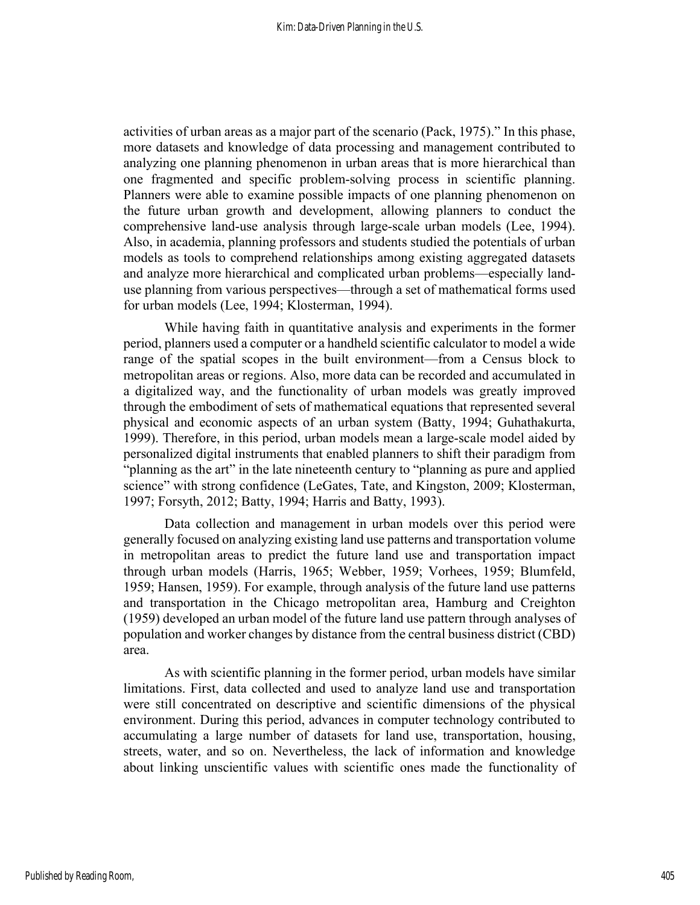activities of urban areas as a major part of the scenario (Pack, 1975)." In this phase, more datasets and knowledge of data processing and management contributed to analyzing one planning phenomenon in urban areas that is more hierarchical than one fragmented and specific problem-solving process in scientific planning. Planners were able to examine possible impacts of one planning phenomenon on the future urban growth and development, allowing planners to conduct the comprehensive land-use analysis through large-scale urban models (Lee, 1994). Also, in academia, planning professors and students studied the potentials of urban models as tools to comprehend relationships among existing aggregated datasets and analyze more hierarchical and complicated urban problems—especially land-use planning from various perspectives—through a set of mathematical forms used for urban models (Lee, 1994; Klosterman, 1994).

While having faith in quantitative analysis and experiments in the former period, planners used a computer or a handheld scientific calculator to model a wide range of the spatial scopes in the built environment—from a Census block to metropolitan areas or regions. Also, more data can be recorded and accumulated in a digitalized way, and the functionality of urban models was greatly improved through the embodiment of sets of mathematical equations that represented several physical and economic aspects of an urban system (Batty, 1994; Guhathakurta, 1999). Therefore, in this period, urban models mean a large-scale model aided by personalized digital instruments that enabled planners to shift their paradigm from "planning as the art" in the late nineteenth century to "planning as pure and applied science" with strong confidence (LeGates, Tate, and Kingston, 2009; Klosterman, 1997; Forsyth, 2012; Batty, 1994; Harris and Batty, 1993).

Data collection and management in urban models over this period were generally focused on analyzing existing land use patterns and transportation volume in metropolitan areas to predict the future land use and transportation impact through urban models (Harris, 1965; Webber, 1959; Vorhees, 1959; Blumfeld, 1959; Hansen, 1959). For example, through analysis of the future land use patterns and transportation in the Chicago metropolitan area, Hamburg and Creighton (1959) developed an urban model of the future land use pattern through analyses of population and worker changes by distance from the central business district (CBD) area.

As with scientific planning in the former period, urban models have similar limitations. First, data collected and used to analyze land use and transportation were still concentrated on descriptive and scientific dimensions of the physical environment. During this period, advances in computer technology contributed to accumulating a large number of datasets for land use, transportation, housing, streets, water, and so on. Nevertheless, the lack of information and knowledge about linking unscientific values with scientific ones made the functionality of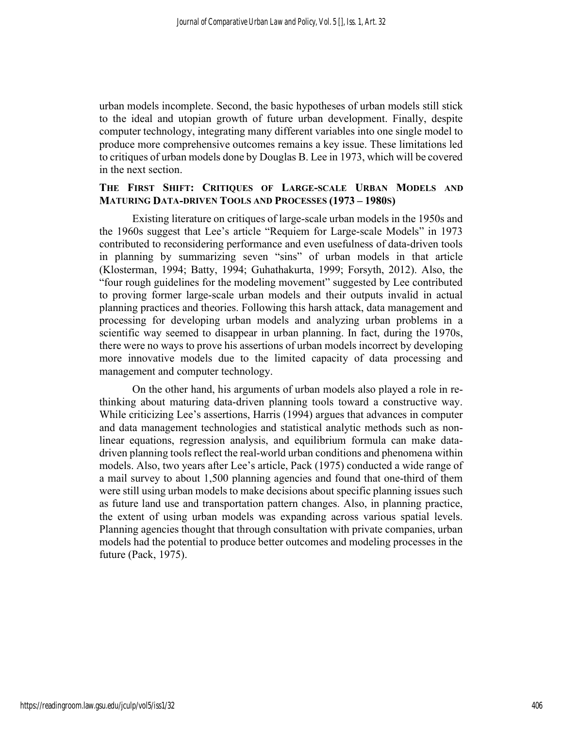urban models incomplete. Second, the basic hypotheses of urban models still stick to the ideal and utopian growth of future urban development. Finally, despite computer technology, integrating many different variables into one single model to produce more comprehensive outcomes remains a key issue. These limitations led to critiques of urban models done by Douglas B. Lee in 1973, which will be covered in the next section.

## THE FIRST SHIFT: CRITIQUES OF LARGE-SCALE URBAN MODELS AND MATURING DATA-DRIVEN TOOLS AND PROCESSES (1973 – 1980S)

Existing literature on critiques of large-scale urban models in the 1950s and the 1960s suggest that Lee's article "Requiem for Large-scale Models" in 1973 contributed to reconsidering performance and even usefulness of data-driven tools in planning by summarizing seven "sins" of urban models in that article (Klosterman, 1994; Batty, 1994; Guhathakurta, 1999; Forsyth, 2012). Also, the "four rough guidelines for the modeling movement" suggested by Lee contributed to proving former large-scale urban models and their outputs invalid in actual planning practices and theories. Following this harsh attack, data management and processing for developing urban models and analyzing urban problems in a scientific way seemed to disappear in urban planning. In fact, during the 1970s, there were no ways to prove his assertions of urban models incorrect by developing more innovative models due to the limited capacity of data processing and management and computer technology.

On the other hand, his arguments of urban models also played a role in re-thinking about maturing data-driven planning tools toward a constructive way. While criticizing Lee's assertions, Harris (1994) argues that advances in computer and data management technologies and statistical analytic methods such as non-linear equations, regression analysis, and equilibrium formula can make data-driven planning tools reflect the real-world urban conditions and phenomena within models. Also, two years after Lee's article, Pack (1975) conducted a wide range of a mail survey to about 1,500 planning agencies and found that one-third of them were still using urban models to make decisions about specific planning issues such as future land use and transportation pattern changes. Also, in planning practice, the extent of using urban models was expanding across various spatial levels. Planning agencies thought that through consultation with private companies, urban models had the potential to produce better outcomes and modeling processes in the future (Pack, 1975).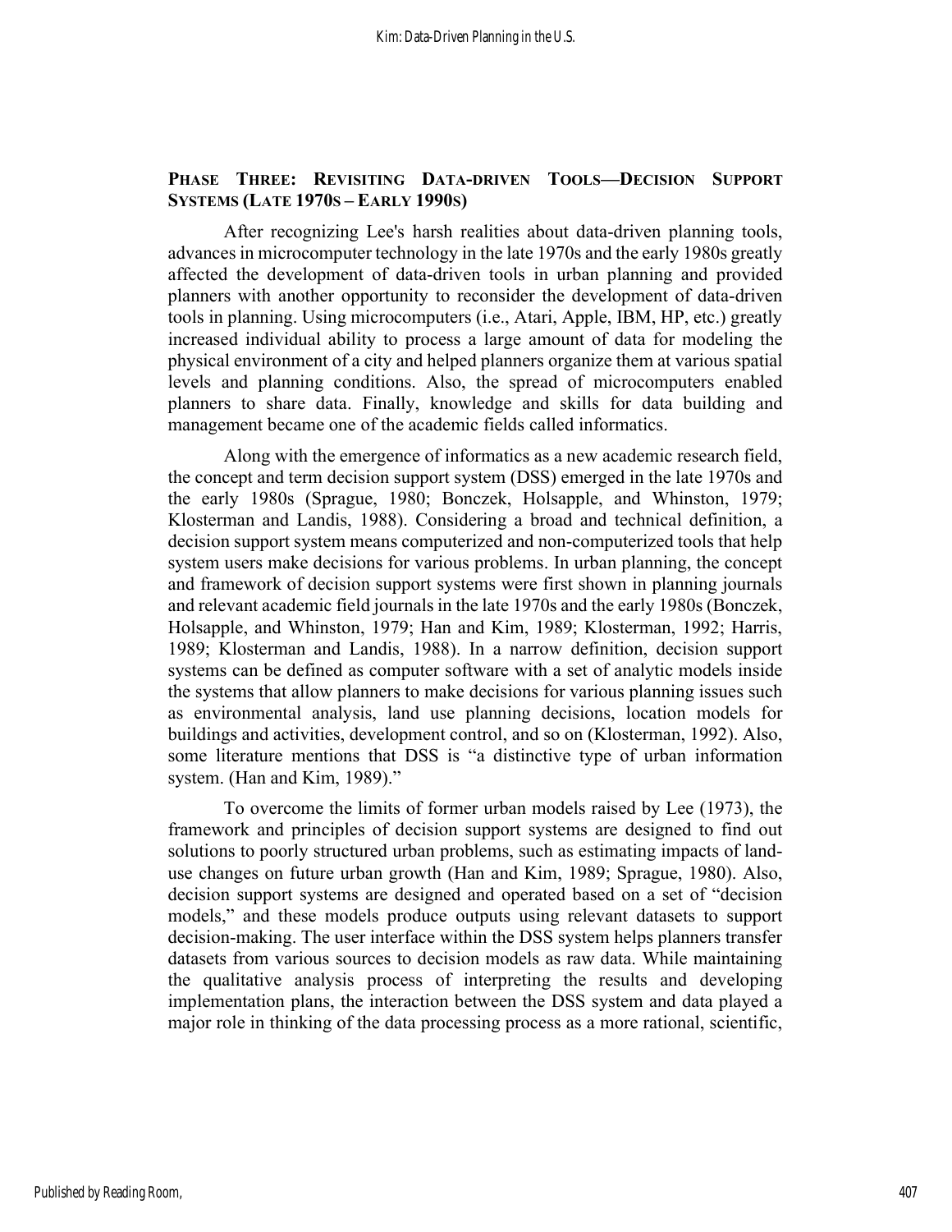## Phase Three: Revisiting Data-driven Tools—Decision Support Systems (Late 1970s – Early 1990s)

After recognizing Lee's harsh realities about data-driven planning tools, advances in microcomputer technology in the late 1970s and the early 1980s greatly affected the development of data-driven tools in urban planning and provided planners with another opportunity to reconsider the development of data-driven tools in planning. Using microcomputers (i.e., Atari, Apple, IBM, HP, etc.) greatly increased individual ability to process a large amount of data for modeling the physical environment of a city and helped planners organize them at various spatial levels and planning conditions. Also, the spread of microcomputers enabled planners to share data. Finally, knowledge and skills for data building and management became one of the academic fields called informatics.

Along with the emergence of informatics as a new academic research field, the concept and term decision support system (DSS) emerged in the late 1970s and the early 1980s (Sprague, 1980; Bonczek, Holsapple, and Whinston, 1979; Klosterman and Landis, 1988). Considering a broad and technical definition, a decision support system means computerized and non-computerized tools that help system users make decisions for various problems. In urban planning, the concept and framework of decision support systems were first shown in planning journals and relevant academic field journals in the late 1970s and the early 1980s (Bonczek, Holsapple, and Whinston, 1979; Han and Kim, 1989; Klosterman, 1992; Harris, 1989; Klosterman and Landis, 1988). In a narrow definition, decision support systems can be defined as computer software with a set of analytic models inside the systems that allow planners to make decisions for various planning issues such as environmental analysis, land use planning decisions, location models for buildings and activities, development control, and so on (Klosterman, 1992). Also, some literature mentions that DSS is "a distinctive type of urban information system. (Han and Kim, 1989)."

To overcome the limits of former urban models raised by Lee (1973), the framework and principles of decision support systems are designed to find out solutions to poorly structured urban problems, such as estimating impacts of land-use changes on future urban growth (Han and Kim, 1989; Sprague, 1980). Also, decision support systems are designed and operated based on a set of "decision models," and these models produce outputs using relevant datasets to support decision-making. The user interface within the DSS system helps planners transfer datasets from various sources to decision models as raw data. While maintaining the qualitative analysis process of interpreting the results and developing implementation plans, the interaction between the DSS system and data played a major role in thinking of the data processing process as a more rational, scientific,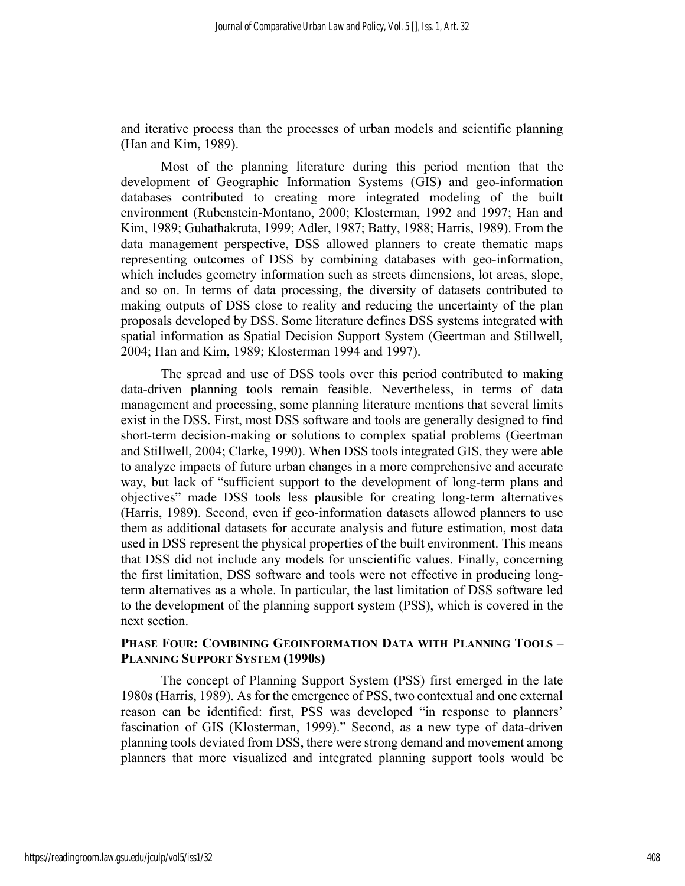and iterative process than the processes of urban models and scientific planning (Han and Kim, 1989).

Most of the planning literature during this period mention that the development of Geographic Information Systems (GIS) and geo-information databases contributed to creating more integrated modeling of the built environment (Rubenstein-Montano, 2000; Klosterman, 1992 and 1997; Han and Kim, 1989; Guhathakruta, 1999; Adler, 1987; Batty, 1988; Harris, 1989). From the data management perspective, DSS allowed planners to create thematic maps representing outcomes of DSS by combining databases with geo-information, which includes geometry information such as streets dimensions, lot areas, slope, and so on. In terms of data processing, the diversity of datasets contributed to making outputs of DSS close to reality and reducing the uncertainty of the plan proposals developed by DSS. Some literature defines DSS systems integrated with spatial information as Spatial Decision Support System (Geertman and Stillwell, 2004; Han and Kim, 1989; Klosterman 1994 and 1997).

The spread and use of DSS tools over this period contributed to making data-driven planning tools remain feasible. Nevertheless, in terms of data management and processing, some planning literature mentions that several limits exist in the DSS. First, most DSS software and tools are generally designed to find short-term decision-making or solutions to complex spatial problems (Geertman and Stillwell, 2004; Clarke, 1990). When DSS tools integrated GIS, they were able to analyze impacts of future urban changes in a more comprehensive and accurate way, but lack of "sufficient support to the development of long-term plans and objectives" made DSS tools less plausible for creating long-term alternatives (Harris, 1989). Second, even if geo-information datasets allowed planners to use them as additional datasets for accurate analysis and future estimation, most data used in DSS represent the physical properties of the built environment. This means that DSS did not include any models for unscientific values. Finally, concerning the first limitation, DSS software and tools were not effective in producing long-term alternatives as a whole. In particular, the last limitation of DSS software led to the development of the planning support system (PSS), which is covered in the next section.

### PHASE FOUR: COMBINING GEOINFORMATION DATA WITH PLANNING TOOLS – PLANNING SUPPORT SYSTEM (1990S)

The concept of Planning Support System (PSS) first emerged in the late 1980s (Harris, 1989). As for the emergence of PSS, two contextual and one external reason can be identified: first, PSS was developed "in response to planners' fascination of GIS (Klosterman, 1999)." Second, as a new type of data-driven planning tools deviated from DSS, there were strong demand and movement among planners that more visualized and integrated planning support tools would be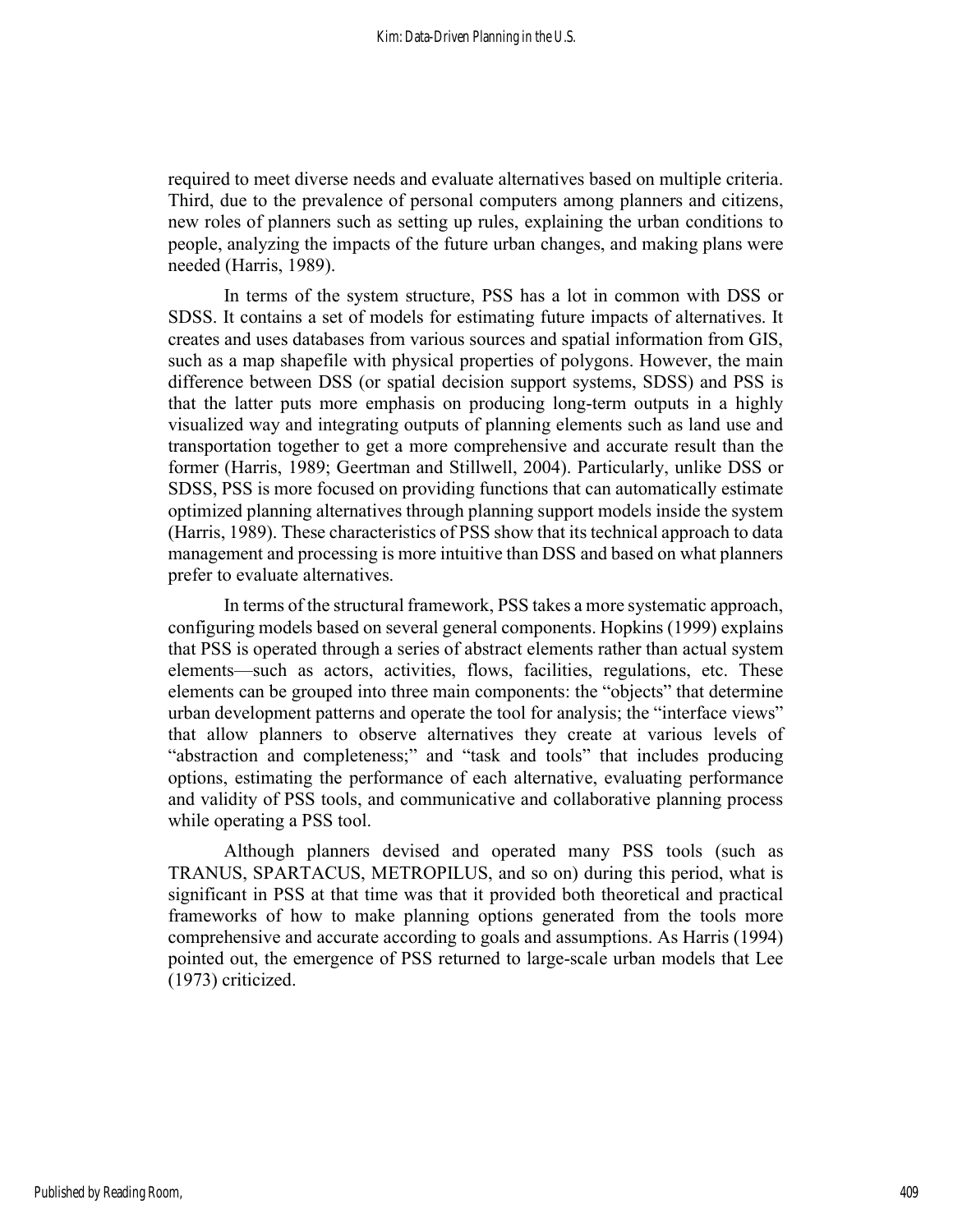required to meet diverse needs and evaluate alternatives based on multiple criteria. Third, due to the prevalence of personal computers among planners and citizens, new roles of planners such as setting up rules, explaining the urban conditions to people, analyzing the impacts of the future urban changes, and making plans were needed (Harris, 1989).

In terms of the system structure, PSS has a lot in common with DSS or SDSS. It contains a set of models for estimating future impacts of alternatives. It creates and uses databases from various sources and spatial information from GIS, such as a map shapefile with physical properties of polygons. However, the main difference between DSS (or spatial decision support systems, SDSS) and PSS is that the latter puts more emphasis on producing long-term outputs in a highly visualized way and integrating outputs of planning elements such as land use and transportation together to get a more comprehensive and accurate result than the former (Harris, 1989; Geertman and Stillwell, 2004). Particularly, unlike DSS or SDSS, PSS is more focused on providing functions that can automatically estimate optimized planning alternatives through planning support models inside the system (Harris, 1989). These characteristics of PSS show that its technical approach to data management and processing is more intuitive than DSS and based on what planners prefer to evaluate alternatives.

In terms of the structural framework, PSS takes a more systematic approach, configuring models based on several general components. Hopkins (1999) explains that PSS is operated through a series of abstract elements rather than actual system elements—such as actors, activities, flows, facilities, regulations, etc. These elements can be grouped into three main components: the "objects" that determine urban development patterns and operate the tool for analysis; the "interface views" that allow planners to observe alternatives they create at various levels of "abstraction and completeness;" and "task and tools" that includes producing options, estimating the performance of each alternative, evaluating performance and validity of PSS tools, and communicative and collaborative planning process while operating a PSS tool.

Although planners devised and operated many PSS tools (such as TRANUS, SPARTACUS, METROPILUS, and so on) during this period, what is significant in PSS at that time was that it provided both theoretical and practical frameworks of how to make planning options generated from the tools more comprehensive and accurate according to goals and assumptions. As Harris (1994) pointed out, the emergence of PSS returned to large-scale urban models that Lee (1973) criticized.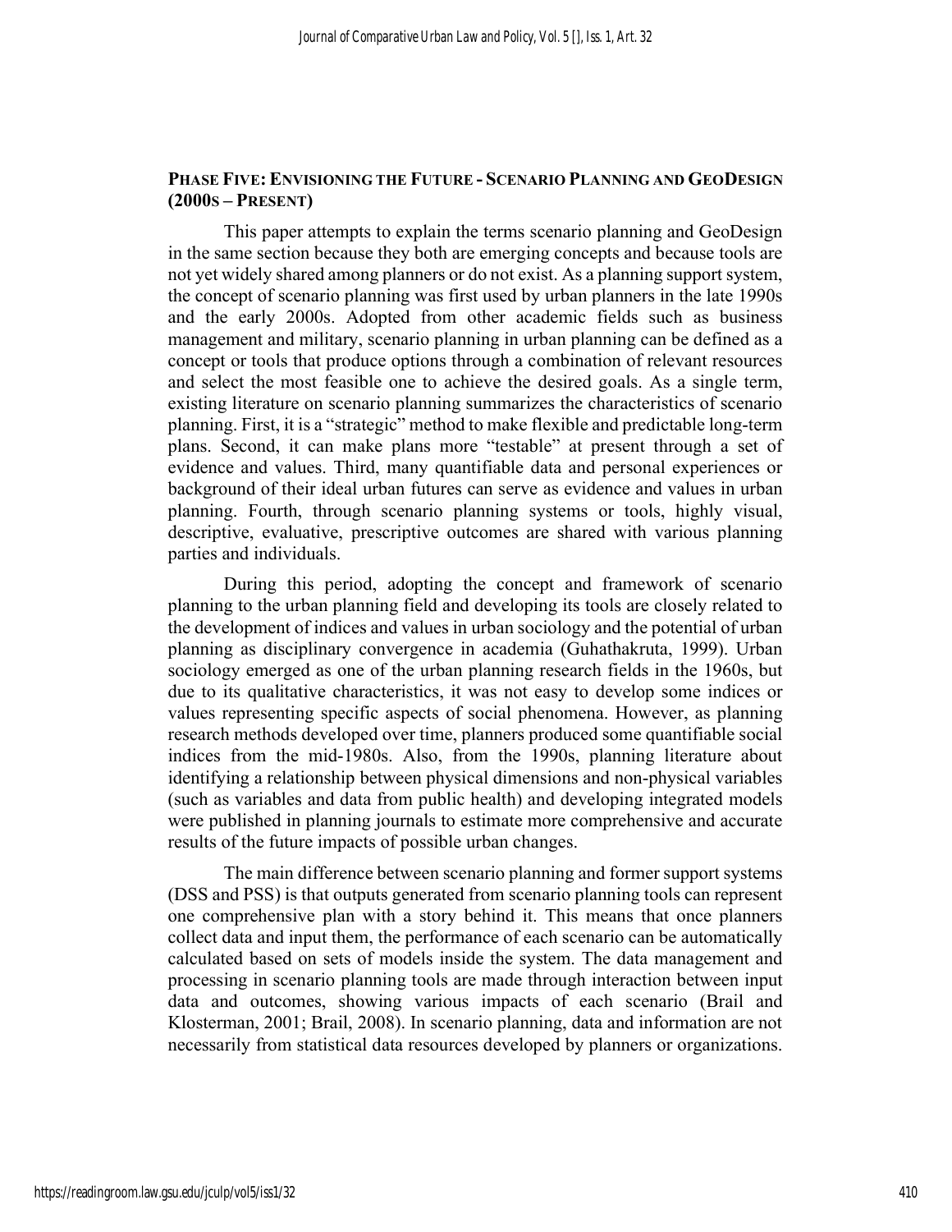### PHASE FIVE: ENVISIONING THE FUTURE - SCENARIO PLANNING AND GEODESIGN (2000S – PRESENT)

This paper attempts to explain the terms scenario planning and GeoDesign in the same section because they both are emerging concepts and because tools are not yet widely shared among planners or do not exist. As a planning support system, the concept of scenario planning was first used by urban planners in the late 1990s and the early 2000s. Adopted from other academic fields such as business management and military, scenario planning in urban planning can be defined as a concept or tools that produce options through a combination of relevant resources and select the most feasible one to achieve the desired goals. As a single term, existing literature on scenario planning summarizes the characteristics of scenario planning. First, it is a "strategic" method to make flexible and predictable long-term plans. Second, it can make plans more "testable" at present through a set of evidence and values. Third, many quantifiable data and personal experiences or background of their ideal urban futures can serve as evidence and values in urban planning. Fourth, through scenario planning systems or tools, highly visual, descriptive, evaluative, prescriptive outcomes are shared with various planning parties and individuals.

During this period, adopting the concept and framework of scenario planning to the urban planning field and developing its tools are closely related to the development of indices and values in urban sociology and the potential of urban planning as disciplinary convergence in academia (Guhathakruta, 1999). Urban sociology emerged as one of the urban planning research fields in the 1960s, but due to its qualitative characteristics, it was not easy to develop some indices or values representing specific aspects of social phenomena. However, as planning research methods developed over time, planners produced some quantifiable social indices from the mid-1980s. Also, from the 1990s, planning literature about identifying a relationship between physical dimensions and non-physical variables (such as variables and data from public health) and developing integrated models were published in planning journals to estimate more comprehensive and accurate results of the future impacts of possible urban changes.

The main difference between scenario planning and former support systems (DSS and PSS) is that outputs generated from scenario planning tools can represent one comprehensive plan with a story behind it. This means that once planners collect data and input them, the performance of each scenario can be automatically calculated based on sets of models inside the system. The data management and processing in scenario planning tools are made through interaction between input data and outcomes, showing various impacts of each scenario (Brail and Klosterman, 2001; Brail, 2008). In scenario planning, data and information are not necessarily from statistical data resources developed by planners or organizations.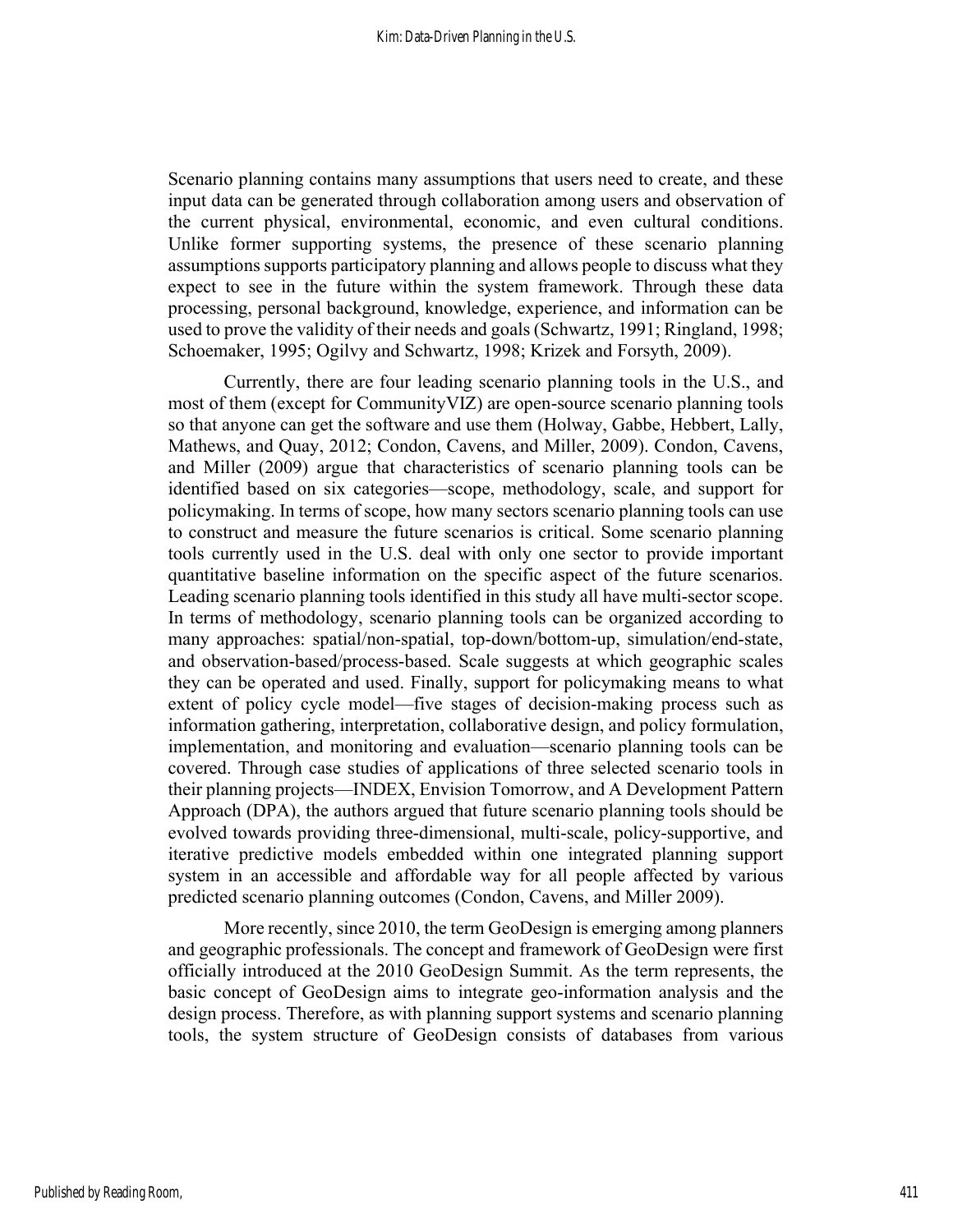Scenario planning contains many assumptions that users need to create, and these input data can be generated through collaboration among users and observation of the current physical, environmental, economic, and even cultural conditions. Unlike former supporting systems, the presence of these scenario planning assumptions supports participatory planning and allows people to discuss what they expect to see in the future within the system framework. Through these data processing, personal background, knowledge, experience, and information can be used to prove the validity of their needs and goals (Schwartz, 1991; Ringland, 1998; Schoemaker, 1995; Ogilvy and Schwartz, 1998; Krizek and Forsyth, 2009).

Currently, there are four leading scenario planning tools in the U.S., and most of them (except for CommunityVIZ) are open-source scenario planning tools so that anyone can get the software and use them (Holway, Gabbe, Hebbert, Lally, Mathews, and Quay, 2012; Condon, Cavens, and Miller, 2009). Condon, Cavens, and Miller (2009) argue that characteristics of scenario planning tools can be identified based on six categories—scope, methodology, scale, and support for policymaking. In terms of scope, how many sectors scenario planning tools can use to construct and measure the future scenarios is critical. Some scenario planning tools currently used in the U.S. deal with only one sector to provide important quantitative baseline information on the specific aspect of the future scenarios. Leading scenario planning tools identified in this study all have multi-sector scope. In terms of methodology, scenario planning tools can be organized according to many approaches: spatial/non-spatial, top-down/bottom-up, simulation/end-state, and observation-based/process-based. Scale suggests at which geographic scales they can be operated and used. Finally, support for policymaking means to what extent of policy cycle model—five stages of decision-making process such as information gathering, interpretation, collaborative design, and policy formulation, implementation, and monitoring and evaluation—scenario planning tools can be covered. Through case studies of applications of three selected scenario tools in their planning projects—INDEX, Envision Tomorrow, and A Development Pattern Approach (DPA), the authors argued that future scenario planning tools should be evolved towards providing three-dimensional, multi-scale, policy-supportive, and iterative predictive models embedded within one integrated planning support system in an accessible and affordable way for all people affected by various predicted scenario planning outcomes (Condon, Cavens, and Miller 2009).

More recently, since 2010, the term GeoDesign is emerging among planners and geographic professionals. The concept and framework of GeoDesign were first officially introduced at the 2010 GeoDesign Summit. As the term represents, the basic concept of GeoDesign aims to integrate geo-information analysis and the design process. Therefore, as with planning support systems and scenario planning tools, the system structure of GeoDesign consists of databases from various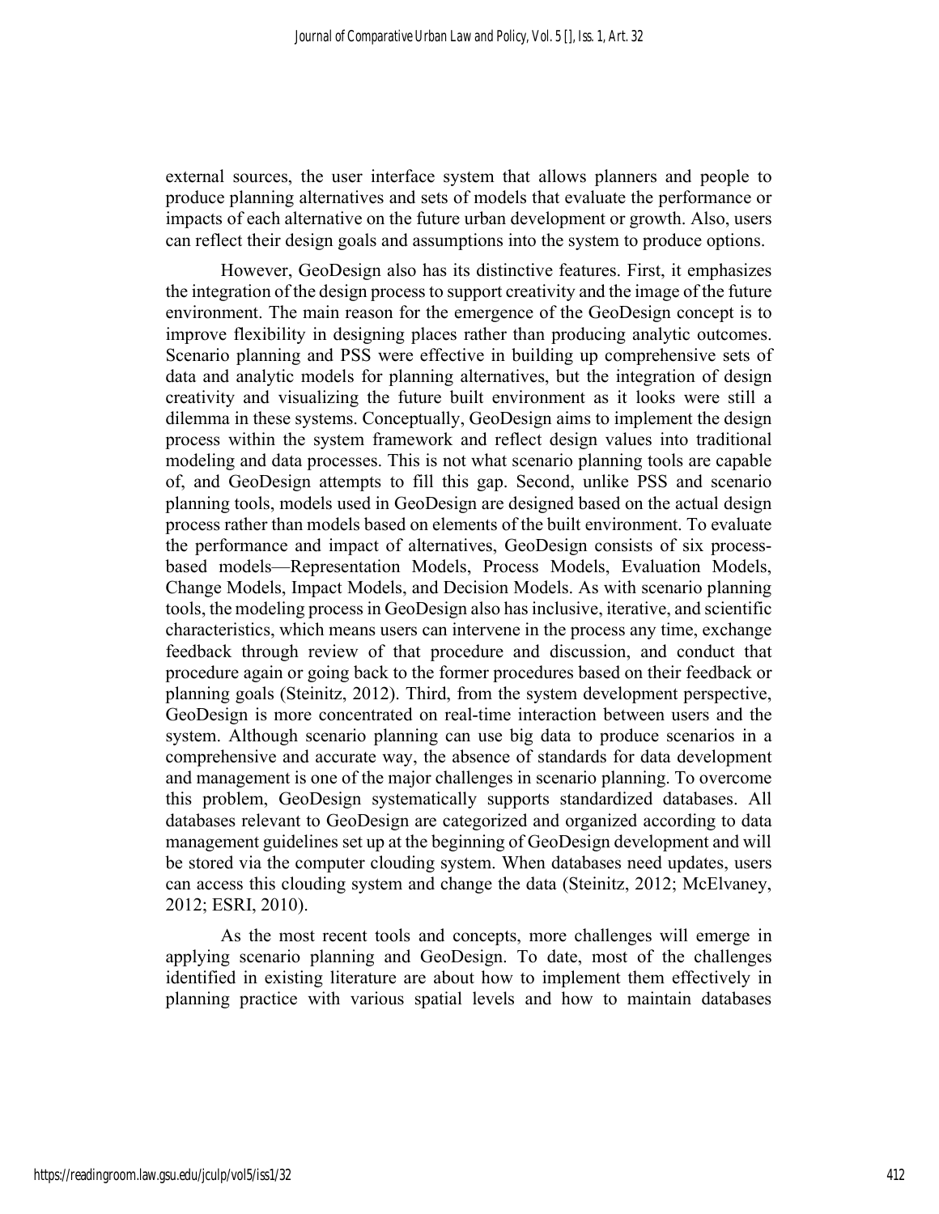external sources, the user interface system that allows planners and people to produce planning alternatives and sets of models that evaluate the performance or impacts of each alternative on the future urban development or growth. Also, users can reflect their design goals and assumptions into the system to produce options.

However, GeoDesign also has its distinctive features. First, it emphasizes the integration of the design process to support creativity and the image of the future environment. The main reason for the emergence of the GeoDesign concept is to improve flexibility in designing places rather than producing analytic outcomes. Scenario planning and PSS were effective in building up comprehensive sets of data and analytic models for planning alternatives, but the integration of design creativity and visualizing the future built environment as it looks were still a dilemma in these systems. Conceptually, GeoDesign aims to implement the design process within the system framework and reflect design values into traditional modeling and data processes. This is not what scenario planning tools are capable of, and GeoDesign attempts to fill this gap. Second, unlike PSS and scenario planning tools, models used in GeoDesign are designed based on the actual design process rather than models based on elements of the built environment. To evaluate the performance and impact of alternatives, GeoDesign consists of six process-based models—Representation Models, Process Models, Evaluation Models, Change Models, Impact Models, and Decision Models. As with scenario planning tools, the modeling process in GeoDesign also has inclusive, iterative, and scientific characteristics, which means users can intervene in the process any time, exchange feedback through review of that procedure and discussion, and conduct that procedure again or going back to the former procedures based on their feedback or planning goals (Steinitz, 2012). Third, from the system development perspective, GeoDesign is more concentrated on real-time interaction between users and the system. Although scenario planning can use big data to produce scenarios in a comprehensive and accurate way, the absence of standards for data development and management is one of the major challenges in scenario planning. To overcome this problem, GeoDesign systematically supports standardized databases. All databases relevant to GeoDesign are categorized and organized according to data management guidelines set up at the beginning of GeoDesign development and will be stored via the computer clouding system. When databases need updates, users can access this clouding system and change the data (Steinitz, 2012; McElvaney, 2012; ESRI, 2010).

As the most recent tools and concepts, more challenges will emerge in applying scenario planning and GeoDesign. To date, most of the challenges identified in existing literature are about how to implement them effectively in planning practice with various spatial levels and how to maintain databases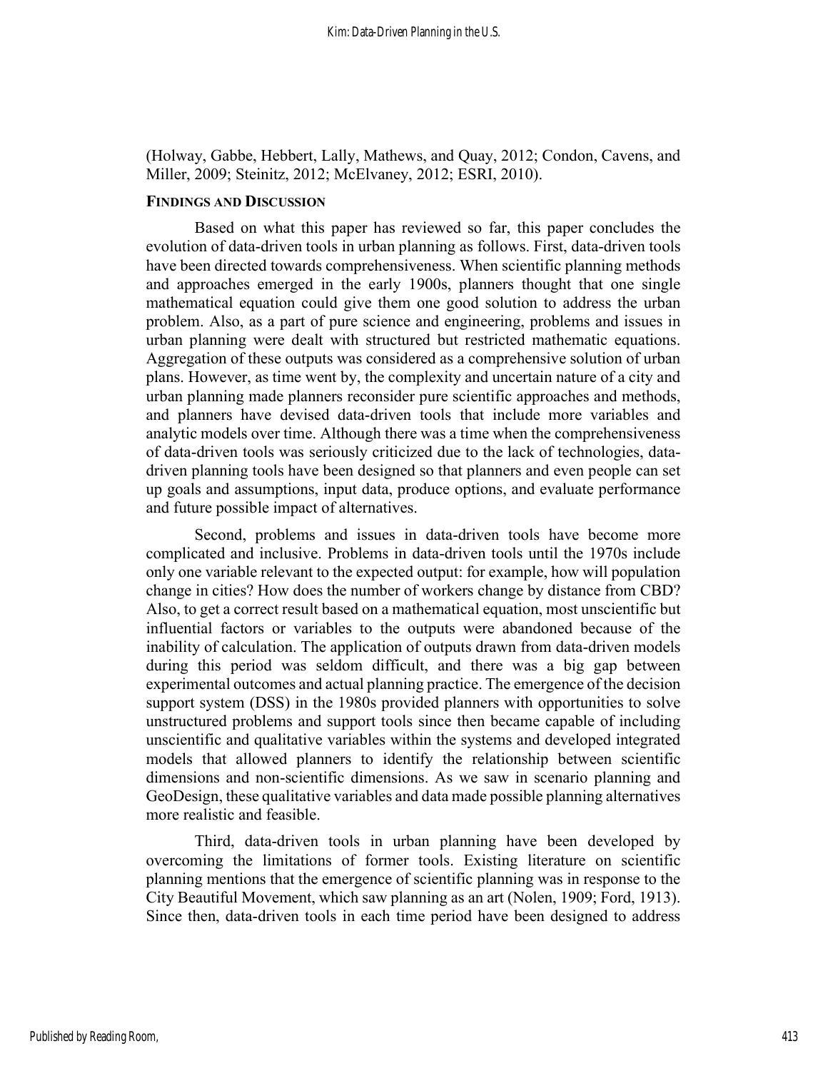(Holway, Gabbe, Hebbert, Lally, Mathews, and Quay, 2012; Condon, Cavens, and Miller, 2009; Steinitz, 2012; McElvaney, 2012; ESRI, 2010).

## FINDINGS AND DISCUSSION

Based on what this paper has reviewed so far, this paper concludes the evolution of data-driven tools in urban planning as follows. First, data-driven tools have been directed towards comprehensiveness. When scientific planning methods and approaches emerged in the early 1900s, planners thought that one single mathematical equation could give them one good solution to address the urban problem. Also, as a part of pure science and engineering, problems and issues in urban planning were dealt with structured but restricted mathematic equations. Aggregation of these outputs was considered as a comprehensive solution of urban plans. However, as time went by, the complexity and uncertain nature of a city and urban planning made planners reconsider pure scientific approaches and methods, and planners have devised data-driven tools that include more variables and analytic models over time. Although there was a time when the comprehensiveness of data-driven tools was seriously criticized due to the lack of technologies, data-driven planning tools have been designed so that planners and even people can set up goals and assumptions, input data, produce options, and evaluate performance and future possible impact of alternatives.

Second, problems and issues in data-driven tools have become more complicated and inclusive. Problems in data-driven tools until the 1970s include only one variable relevant to the expected output: for example, how will population change in cities? How does the number of workers change by distance from CBD? Also, to get a correct result based on a mathematical equation, most unscientific but influential factors or variables to the outputs were abandoned because of the inability of calculation. The application of outputs drawn from data-driven models during this period was seldom difficult, and there was a big gap between experimental outcomes and actual planning practice. The emergence of the decision support system (DSS) in the 1980s provided planners with opportunities to solve unstructured problems and support tools since then became capable of including unscientific and qualitative variables within the systems and developed integrated models that allowed planners to identify the relationship between scientific dimensions and non-scientific dimensions. As we saw in scenario planning and GeoDesign, these qualitative variables and data made possible planning alternatives more realistic and feasible.

Third, data-driven tools in urban planning have been developed by overcoming the limitations of former tools. Existing literature on scientific planning mentions that the emergence of scientific planning was in response to the City Beautiful Movement, which saw planning as an art (Nolen, 1909; Ford, 1913). Since then, data-driven tools in each time period have been designed to address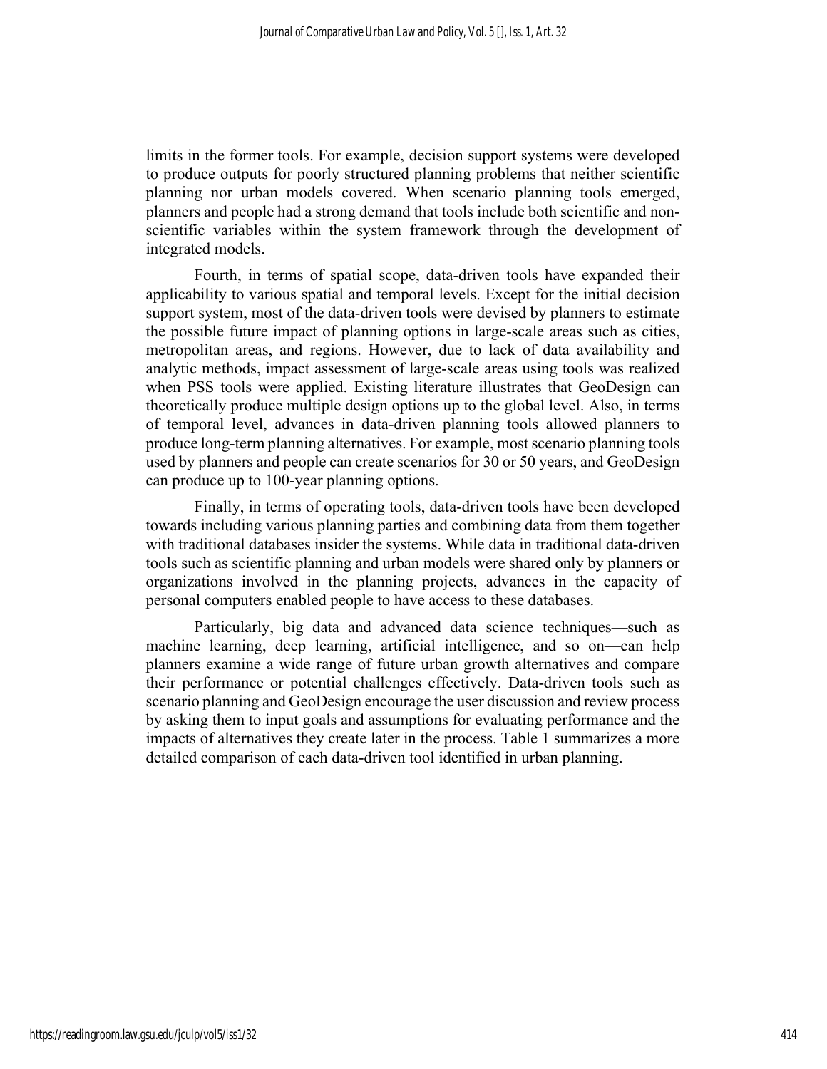limits in the former tools. For example, decision support systems were developed to produce outputs for poorly structured planning problems that neither scientific planning nor urban models covered. When scenario planning tools emerged, planners and people had a strong demand that tools include both scientific and non-scientific variables within the system framework through the development of integrated models.

Fourth, in terms of spatial scope, data-driven tools have expanded their applicability to various spatial and temporal levels. Except for the initial decision support system, most of the data-driven tools were devised by planners to estimate the possible future impact of planning options in large-scale areas such as cities, metropolitan areas, and regions. However, due to lack of data availability and analytic methods, impact assessment of large-scale areas using tools was realized when PSS tools were applied. Existing literature illustrates that GeoDesign can theoretically produce multiple design options up to the global level. Also, in terms of temporal level, advances in data-driven planning tools allowed planners to produce long-term planning alternatives. For example, most scenario planning tools used by planners and people can create scenarios for 30 or 50 years, and GeoDesign can produce up to 100-year planning options.

Finally, in terms of operating tools, data-driven tools have been developed towards including various planning parties and combining data from them together with traditional databases insider the systems. While data in traditional data-driven tools such as scientific planning and urban models were shared only by planners or organizations involved in the planning projects, advances in the capacity of personal computers enabled people to have access to these databases.

Particularly, big data and advanced data science techniques—such as machine learning, deep learning, artificial intelligence, and so on—can help planners examine a wide range of future urban growth alternatives and compare their performance or potential challenges effectively. Data-driven tools such as scenario planning and GeoDesign encourage the user discussion and review process by asking them to input goals and assumptions for evaluating performance and the impacts of alternatives they create later in the process. Table 1 summarizes a more detailed comparison of each data-driven tool identified in urban planning.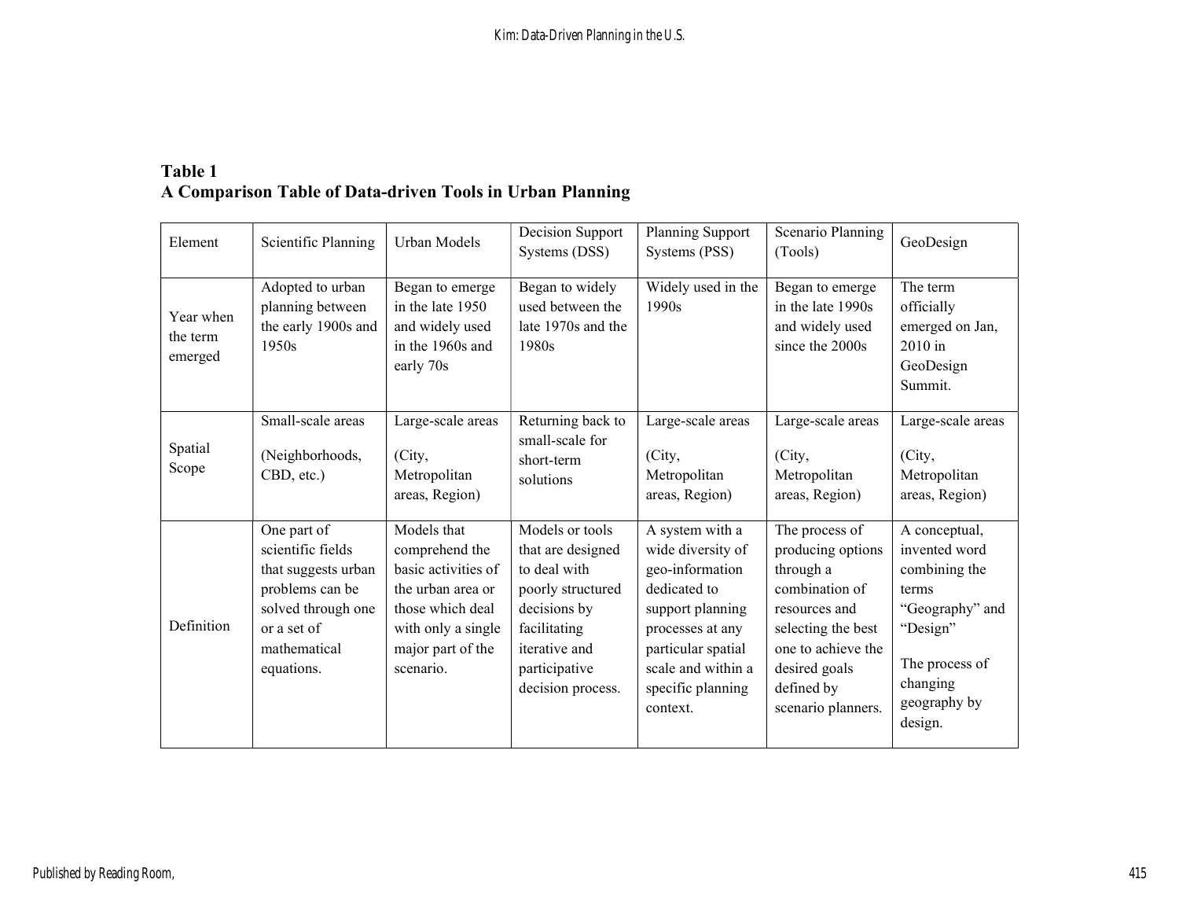**Table 1**
**A Comparison Table of Data-driven Tools in Urban Planning**

| Element | Scientific Planning | Urban Models | Decision Support Systems (DSS) | Planning Support Systems (PSS) | Scenario Planning (Tools) | GeoDesign |
|---|---|---|---|---|---|---|
| Year when the term emerged | Adopted to urban planning between the early 1900s and 1950s | Began to emerge in the late 1950 and widely used in the 1960s and early 70s | Began to widely used between the late 1970s and the 1980s | Widely used in the 1990s | Began to emerge in the late 1990s and widely used since the 2000s | The term officially emerged on Jan, 2010 in GeoDesign Summit. |
| Spatial Scope | Small-scale areas (Neighborhoods, CBD, etc.) | Large-scale areas (City, Metropolitan areas, Region) | Returning back to small-scale for short-term solutions | Large-scale areas (City, Metropolitan areas, Region) | Large-scale areas (City, Metropolitan areas, Region) | Large-scale areas (City, Metropolitan areas, Region) |
| Definition | One part of scientific fields that suggests urban problems can be solved through one or a set of mathematical equations. | Models that comprehend the basic activities of the urban area or those which deal with only a single major part of the scenario. | Models or tools that are designed to deal with poorly structured decisions by facilitating iterative and participative decision process. | A system with a wide diversity of geo-information dedicated to support planning processes at any particular spatial scale and within a specific planning context. | The process of producing options through a combination of resources and selecting the best one to achieve the desired goals defined by scenario planners. | A conceptual, invented word combining the terms "Geography" and "Design" The process of changing geography by design. |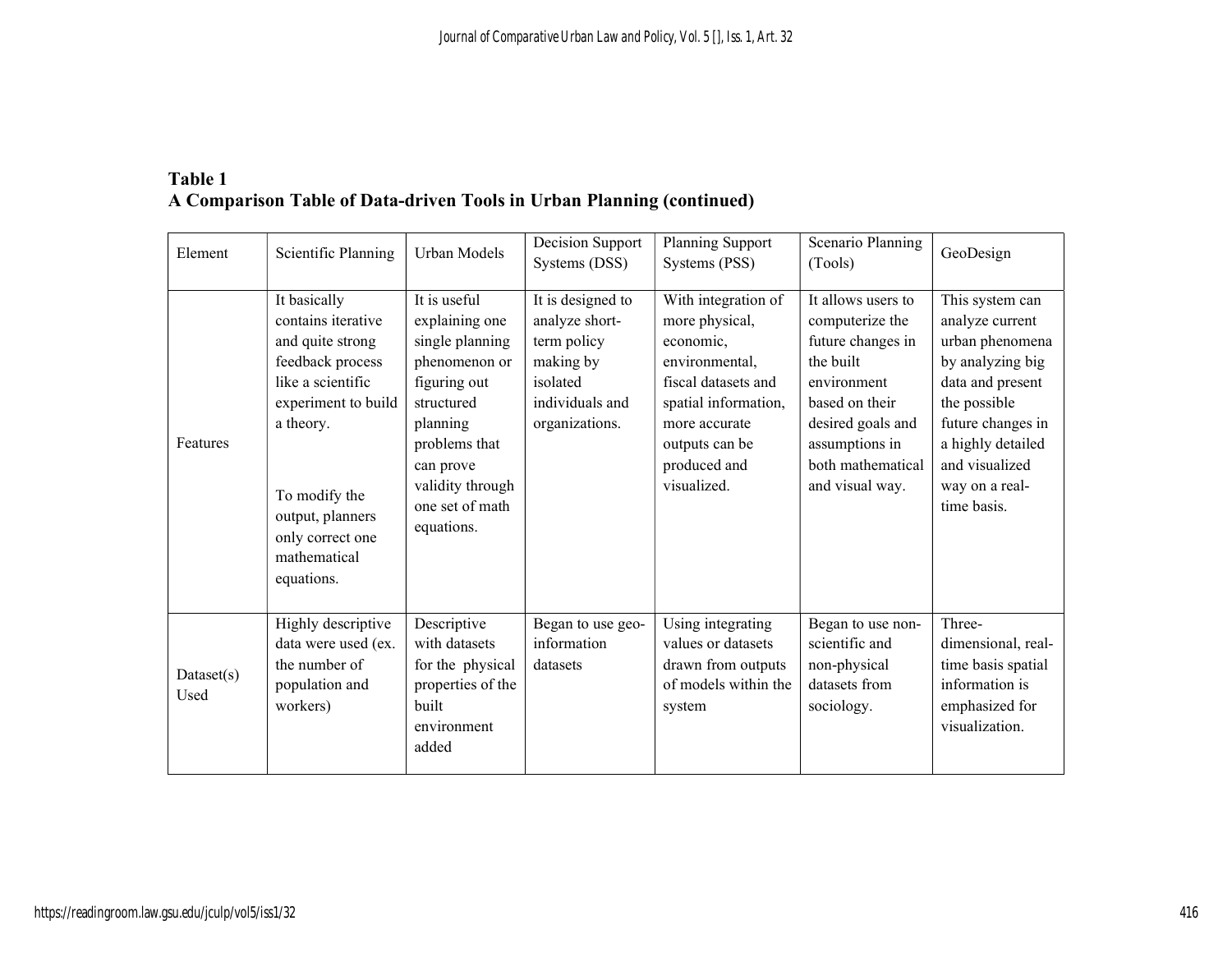**Table 1**
**A Comparison Table of Data-driven Tools in Urban Planning (continued)**

| Element | Scientific Planning | Urban Models | Decision Support Systems (DSS) | Planning Support Systems (PSS) | Scenario Planning (Tools) | GeoDesign |
|---|---|---|---|---|---|---|
| Features | It basically contains iterative and quite strong feedback process like a scientific experiment to build a theory.<br><br>To modify the output, planners only correct one mathematical equations. | It is useful explaining one single planning phenomenon or figuring out structured planning problems that can prove validity through one set of math equations. | It is designed to analyze short-term policy making by isolated individuals and organizations. | With integration of more physical, economic, environmental, fiscal datasets and spatial information, more accurate outputs can be produced and visualized. | It allows users to computerize the future changes in the built environment based on their desired goals and assumptions in both mathematical and visual way. | This system can analyze current urban phenomena by analyzing big data and present the possible future changes in a highly detailed and visualized way on a real-time basis. |
| Dataset(s) Used | Highly descriptive data were used (ex. the number of population and workers) | Descriptive with datasets for the physical properties of the built environment added | Began to use geo-information datasets | Using integrating values or datasets drawn from outputs of models within the system | Began to use non-scientific and non-physical datasets from sociology. | Three-dimensional, real-time basis spatial information is emphasized for visualization. |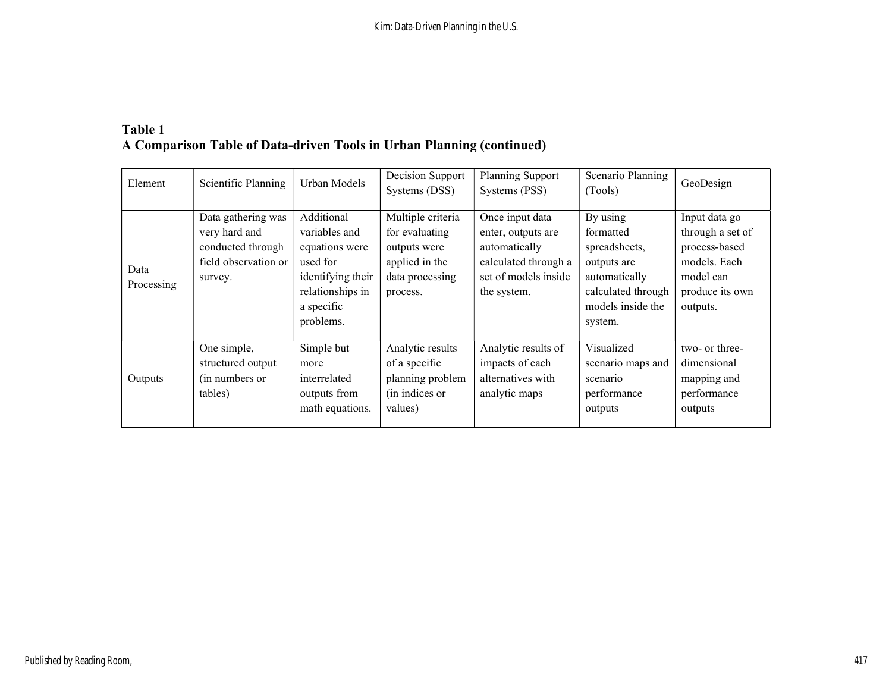**Table 1**
**A Comparison Table of Data-driven Tools in Urban Planning (continued)**

| Element | Scientific Planning | Urban Models | Decision Support Systems (DSS) | Planning Support Systems (PSS) | Scenario Planning (Tools) | GeoDesign |
|---|---|---|---|---|---|---|
| Data Processing | Data gathering was very hard and conducted through field observation or survey. | Additional variables and equations were used for identifying their relationships in a specific problems. | Multiple criteria for evaluating outputs were applied in the data processing process. | Once input data enter, outputs are automatically calculated through a set of models inside the system. | By using formatted spreadsheets, outputs are automatically calculated through models inside the system. | Input data go through a set of process-based models. Each model can produce its own outputs. |
| Outputs | One simple, structured output (in numbers or tables) | Simple but more interrelated outputs from math equations. | Analytic results of a specific planning problem (in indices or values) | Analytic results of impacts of each alternatives with analytic maps | Visualized scenario maps and scenario performance outputs | two- or three-dimensional mapping and performance outputs |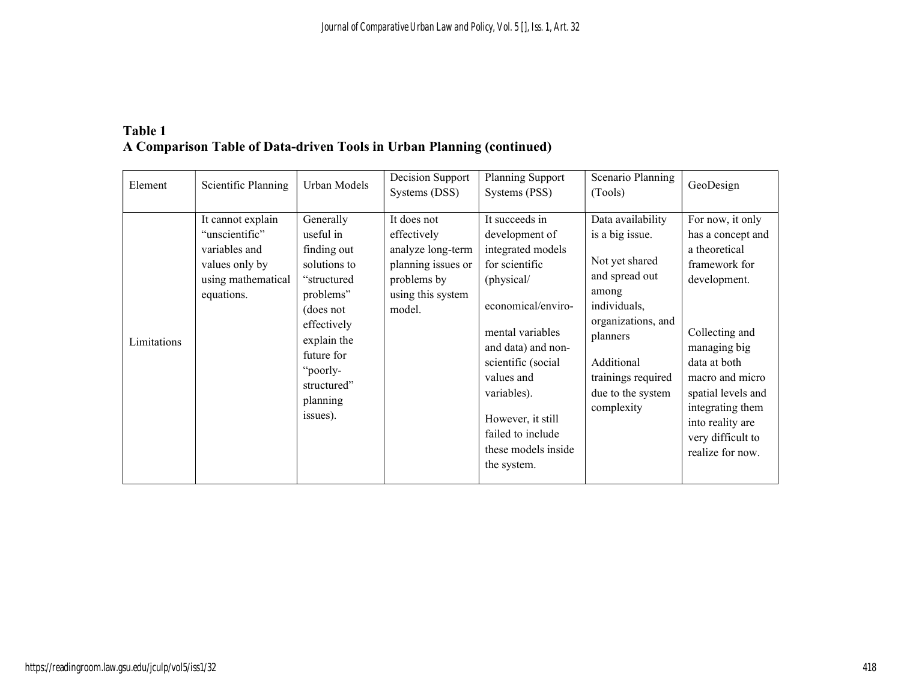**Table 1**
**A Comparison Table of Data-driven Tools in Urban Planning (continued)**

| Element | Scientific Planning | Urban Models | Decision Support Systems (DSS) | Planning Support Systems (PSS) | Scenario Planning (Tools) | GeoDesign |
|---|---|---|---|---|---|---|
| Limitations | It cannot explain “unscientific” variables and values only by using mathematical equations. | Generally useful in finding out solutions to “structured problems” (does not effectively explain the future for “poorly-structured” planning issues). | It does not effectively analyze long-term planning issues or problems by using this system model. | It succeeds in development of integrated models for scientific (physical/ economical/enviro- mental variables and data) and non-scientific (social values and variables). However, it still failed to include these models inside the system. | Data availability is a big issue. Not yet shared and spread out among individuals, organizations, and planners Additional trainings required due to the system complexity | For now, it only has a concept and a theoretical framework for development. Collecting and managing big data at both macro and micro spatial levels and integrating them into reality are very difficult to realize for now. |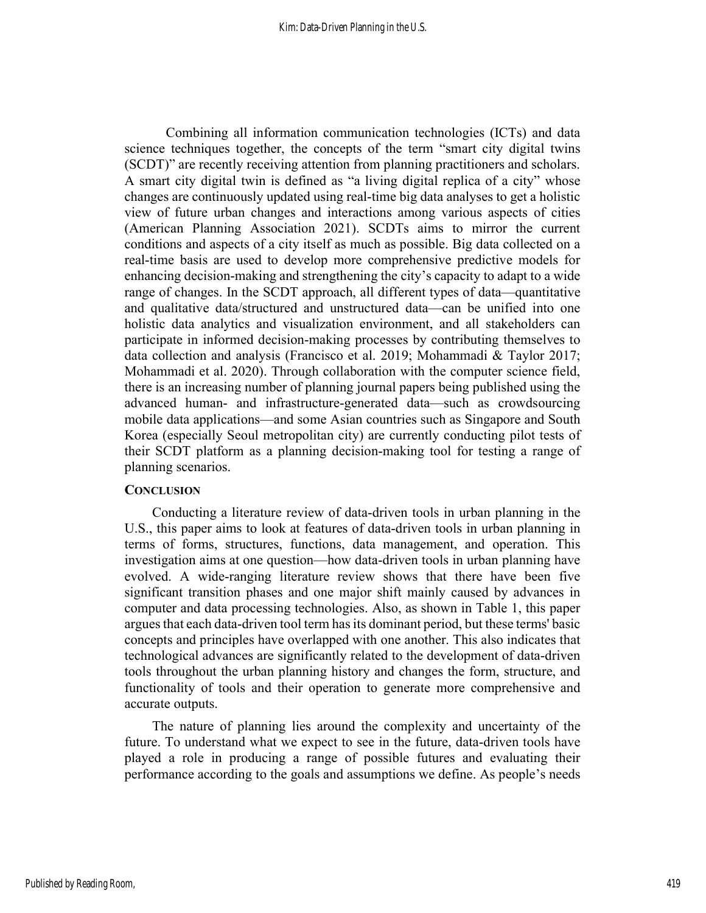Combining all information communication technologies (ICTs) and data science techniques together, the concepts of the term "smart city digital twins (SCDT)" are recently receiving attention from planning practitioners and scholars. A smart city digital twin is defined as "a living digital replica of a city" whose changes are continuously updated using real-time big data analyses to get a holistic view of future urban changes and interactions among various aspects of cities (American Planning Association 2021). SCDTs aims to mirror the current conditions and aspects of a city itself as much as possible. Big data collected on a real-time basis are used to develop more comprehensive predictive models for enhancing decision-making and strengthening the city's capacity to adapt to a wide range of changes. In the SCDT approach, all different types of data—quantitative and qualitative data/structured and unstructured data—can be unified into one holistic data analytics and visualization environment, and all stakeholders can participate in informed decision-making processes by contributing themselves to data collection and analysis (Francisco et al. 2019; Mohammadi & Taylor 2017; Mohammadi et al. 2020). Through collaboration with the computer science field, there is an increasing number of planning journal papers being published using the advanced human- and infrastructure-generated data—such as crowdsourcing mobile data applications—and some Asian countries such as Singapore and South Korea (especially Seoul metropolitan city) are currently conducting pilot tests of their SCDT platform as a planning decision-making tool for testing a range of planning scenarios.

## CONCLUSION

Conducting a literature review of data-driven tools in urban planning in the U.S., this paper aims to look at features of data-driven tools in urban planning in terms of forms, structures, functions, data management, and operation. This investigation aims at one question—how data-driven tools in urban planning have evolved. A wide-ranging literature review shows that there have been five significant transition phases and one major shift mainly caused by advances in computer and data processing technologies. Also, as shown in Table 1, this paper argues that each data-driven tool term has its dominant period, but these terms' basic concepts and principles have overlapped with one another. This also indicates that technological advances are significantly related to the development of data-driven tools throughout the urban planning history and changes the form, structure, and functionality of tools and their operation to generate more comprehensive and accurate outputs.

The nature of planning lies around the complexity and uncertainty of the future. To understand what we expect to see in the future, data-driven tools have played a role in producing a range of possible futures and evaluating their performance according to the goals and assumptions we define. As people's needs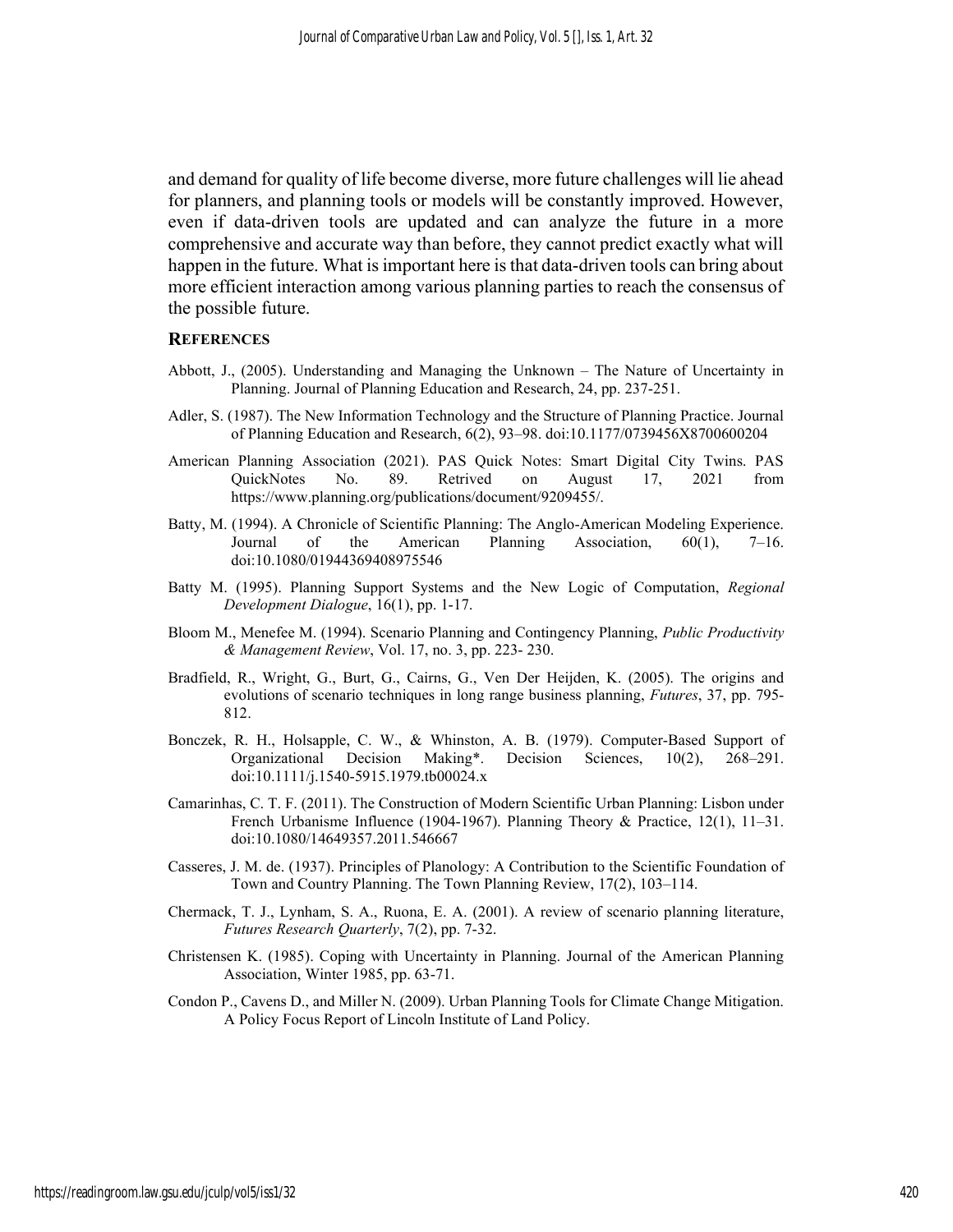and demand for quality of life become diverse, more future challenges will lie ahead for planners, and planning tools or models will be constantly improved. However, even if data-driven tools are updated and can analyze the future in a more comprehensive and accurate way than before, they cannot predict exactly what will happen in the future. What is important here is that data-driven tools can bring about more efficient interaction among various planning parties to reach the consensus of the possible future.

## REFERENCES

Abbott, J., (2005). Understanding and Managing the Unknown – The Nature of Uncertainty in Planning. Journal of Planning Education and Research, 24, pp. 237-251.

Adler, S. (1987). The New Information Technology and the Structure of Planning Practice. Journal of Planning Education and Research, 6(2), 93–98. doi:10.1177/0739456X8700600204

American Planning Association (2021). PAS Quick Notes: Smart Digital City Twins. PAS QuickNotes No. 89. Retrived on August 17, 2021 from https://www.planning.org/publications/document/9209455/.

Batty, M. (1994). A Chronicle of Scientific Planning: The Anglo-American Modeling Experience. Journal of the American Planning Association, 60(1), 7–16. doi:10.1080/01944369408975546

Batty M. (1995). Planning Support Systems and the New Logic of Computation, *Regional Development Dialogue*, 16(1), pp. 1-17.

Bloom M., Menefee M. (1994). Scenario Planning and Contingency Planning, *Public Productivity & Management Review*, Vol. 17, no. 3, pp. 223- 230.

Bradfield, R., Wright, G., Burt, G., Cairns, G., Ven Der Heijden, K. (2005). The origins and evolutions of scenario techniques in long range business planning, *Futures*, 37, pp. 795-812.

Bonczek, R. H., Holsapple, C. W., & Whinston, A. B. (1979). Computer-Based Support of Organizational Decision Making*. Decision Sciences, 10(2), 268–291. doi:10.1111/j.1540-5915.1979.tb00024.x

Camarinhas, C. T. F. (2011). The Construction of Modern Scientific Urban Planning: Lisbon under French Urbanisme Influence (1904-1967). Planning Theory & Practice, 12(1), 11–31. doi:10.1080/14649357.2011.546667

Casseres, J. M. de. (1937). Principles of Planology: A Contribution to the Scientific Foundation of Town and Country Planning. The Town Planning Review, 17(2), 103–114.

Chermack, T. J., Lynham, S. A., Ruona, E. A. (2001). A review of scenario planning literature, *Futures Research Quarterly*, 7(2), pp. 7-32.

Christensen K. (1985). Coping with Uncertainty in Planning. Journal of the American Planning Association, Winter 1985, pp. 63-71.

Condon P., Cavens D., and Miller N. (2009). Urban Planning Tools for Climate Change Mitigation. A Policy Focus Report of Lincoln Institute of Land Policy.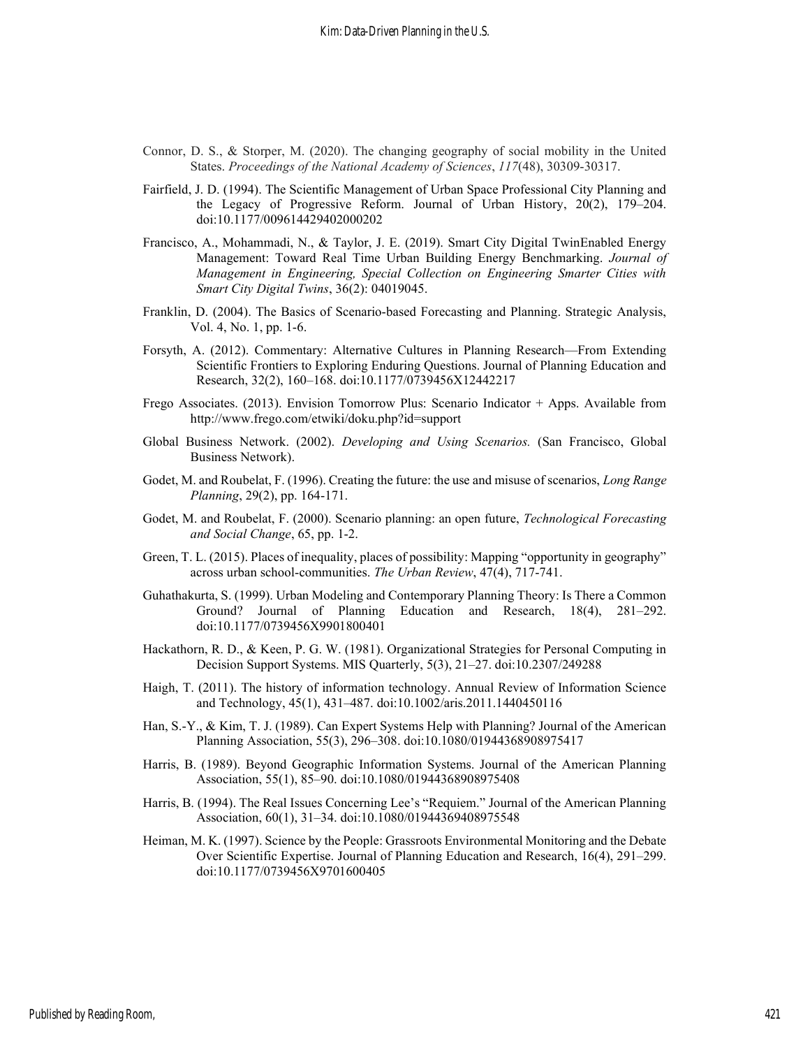Connor, D. S., & Storper, M. (2020). The changing geography of social mobility in the United States. *Proceedings of the National Academy of Sciences*, *117*(48), 30309-30317.

Fairfield, J. D. (1994). The Scientific Management of Urban Space Professional City Planning and the Legacy of Progressive Reform. Journal of Urban History, 20(2), 179–204. doi:10.1177/009614429402000202

Francisco, A., Mohammadi, N., & Taylor, J. E. (2019). Smart City Digital TwinEnabled Energy Management: Toward Real Time Urban Building Energy Benchmarking. *Journal of Management in Engineering, Special Collection on Engineering Smarter Cities with Smart City Digital Twins*, 36(2): 04019045.

Franklin, D. (2004). The Basics of Scenario-based Forecasting and Planning. Strategic Analysis, Vol. 4, No. 1, pp. 1-6.

Forsyth, A. (2012). Commentary: Alternative Cultures in Planning Research—From Extending Scientific Frontiers to Exploring Enduring Questions. Journal of Planning Education and Research, 32(2), 160–168. doi:10.1177/0739456X12442217

Frego Associates. (2013). Envision Tomorrow Plus: Scenario Indicator + Apps. Available from http://www.frego.com/etwiki/doku.php?id=support

Global Business Network. (2002). *Developing and Using Scenarios.* (San Francisco, Global Business Network).

Godet, M. and Roubelat, F. (1996). Creating the future: the use and misuse of scenarios, *Long Range Planning*, 29(2), pp. 164-171.

Godet, M. and Roubelat, F. (2000). Scenario planning: an open future, *Technological Forecasting and Social Change*, 65, pp. 1-2.

Green, T. L. (2015). Places of inequality, places of possibility: Mapping "opportunity in geography" across urban school-communities. *The Urban Review*, 47(4), 717-741.

Guhathakurta, S. (1999). Urban Modeling and Contemporary Planning Theory: Is There a Common Ground? Journal of Planning Education and Research, 18(4), 281–292. doi:10.1177/0739456X9901800401

Hackathorn, R. D., & Keen, P. G. W. (1981). Organizational Strategies for Personal Computing in Decision Support Systems. MIS Quarterly, 5(3), 21–27. doi:10.2307/249288

Haigh, T. (2011). The history of information technology. Annual Review of Information Science and Technology, 45(1), 431–487. doi:10.1002/aris.2011.1440450116

Han, S.-Y., & Kim, T. J. (1989). Can Expert Systems Help with Planning? Journal of the American Planning Association, 55(3), 296–308. doi:10.1080/01944368908975417

Harris, B. (1989). Beyond Geographic Information Systems. Journal of the American Planning Association, 55(1), 85–90. doi:10.1080/01944368908975408

Harris, B. (1994). The Real Issues Concerning Lee's "Requiem." Journal of the American Planning Association, 60(1), 31–34. doi:10.1080/01944369408975548

Heiman, M. K. (1997). Science by the People: Grassroots Environmental Monitoring and the Debate Over Scientific Expertise. Journal of Planning Education and Research, 16(4), 291–299. doi:10.1177/0739456X9701600405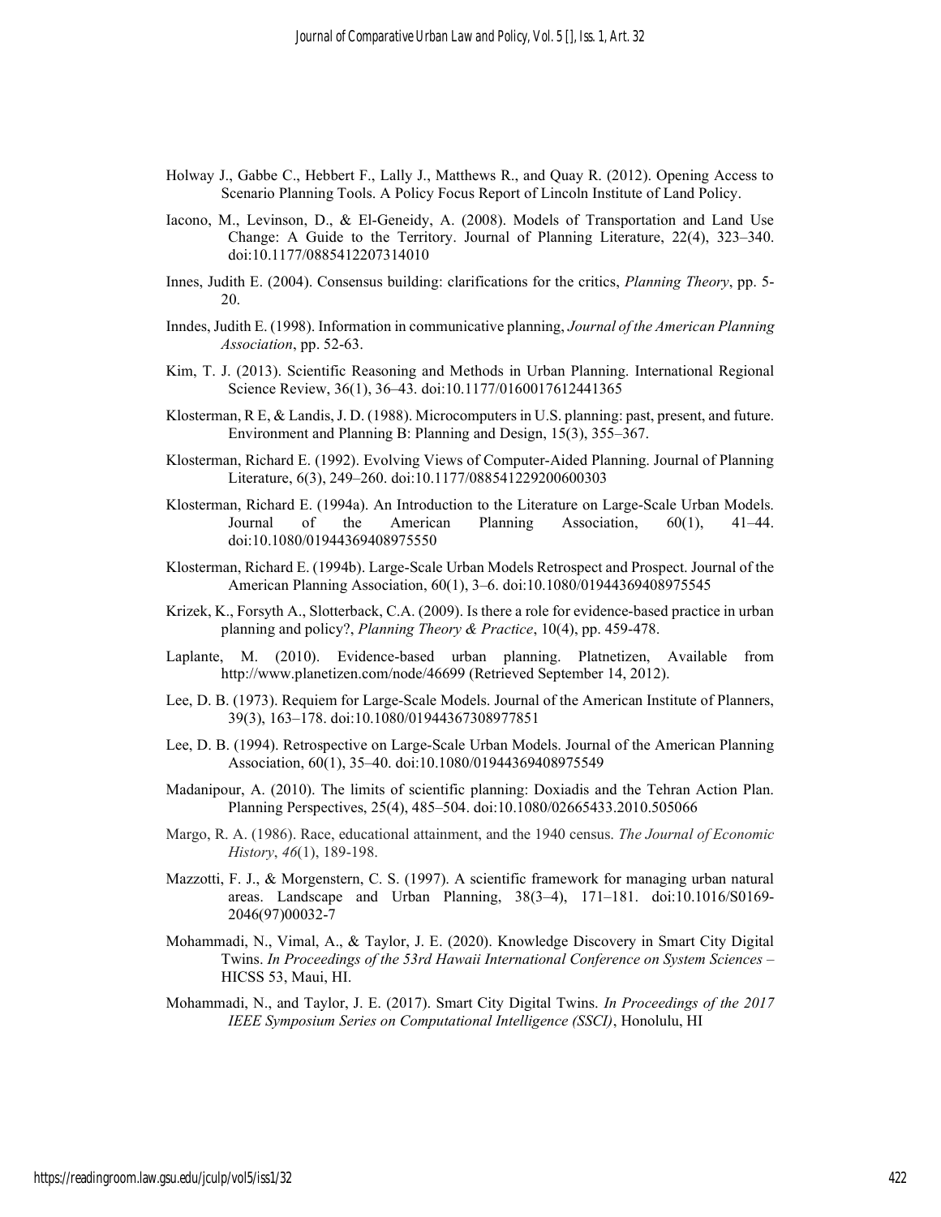Holway J., Gabbe C., Hebbert F., Lally J., Matthews R., and Quay R. (2012). Opening Access to Scenario Planning Tools. A Policy Focus Report of Lincoln Institute of Land Policy.

Iacono, M., Levinson, D., & El-Geneidy, A. (2008). Models of Transportation and Land Use Change: A Guide to the Territory. Journal of Planning Literature, 22(4), 323–340. doi:10.1177/0885412207314010

Innes, Judith E. (2004). Consensus building: clarifications for the critics, *Planning Theory*, pp. 5-20.

Inndes, Judith E. (1998). Information in communicative planning, *Journal of the American Planning Association*, pp. 52-63.

Kim, T. J. (2013). Scientific Reasoning and Methods in Urban Planning. International Regional Science Review, 36(1), 36–43. doi:10.1177/0160017612441365

Klosterman, R E, & Landis, J. D. (1988). Microcomputers in U.S. planning: past, present, and future. Environment and Planning B: Planning and Design, 15(3), 355–367.

Klosterman, Richard E. (1992). Evolving Views of Computer-Aided Planning. Journal of Planning Literature, 6(3), 249–260. doi:10.1177/088541229200600303

Klosterman, Richard E. (1994a). An Introduction to the Literature on Large-Scale Urban Models. Journal of the American Planning Association, 60(1), 41–44. doi:10.1080/01944369408975550

Klosterman, Richard E. (1994b). Large-Scale Urban Models Retrospect and Prospect. Journal of the American Planning Association, 60(1), 3–6. doi:10.1080/01944369408975545

Krizek, K., Forsyth A., Slotterback, C.A. (2009). Is there a role for evidence-based practice in urban planning and policy?, *Planning Theory & Practice*, 10(4), pp. 459-478.

Laplante, M. (2010). Evidence-based urban planning. Platnetizen, Available from http://www.planetizen.com/node/46699 (Retrieved September 14, 2012).

Lee, D. B. (1973). Requiem for Large-Scale Models. Journal of the American Institute of Planners, 39(3), 163–178. doi:10.1080/01944367308977851

Lee, D. B. (1994). Retrospective on Large-Scale Urban Models. Journal of the American Planning Association, 60(1), 35–40. doi:10.1080/01944369408975549

Madanipour, A. (2010). The limits of scientific planning: Doxiadis and the Tehran Action Plan. Planning Perspectives, 25(4), 485–504. doi:10.1080/02665433.2010.505066

Margo, R. A. (1986). Race, educational attainment, and the 1940 census. *The Journal of Economic History*, *46*(1), 189-198.

Mazzotti, F. J., & Morgenstern, C. S. (1997). A scientific framework for managing urban natural areas. Landscape and Urban Planning, 38(3–4), 171–181. doi:10.1016/S0169-2046(97)00032-7

Mohammadi, N., Vimal, A., & Taylor, J. E. (2020). Knowledge Discovery in Smart City Digital Twins. *In Proceedings of the 53rd Hawaii International Conference on System Sciences* – HICSS 53, Maui, HI.

Mohammadi, N., and Taylor, J. E. (2017). Smart City Digital Twins. *In Proceedings of the 2017 IEEE Symposium Series on Computational Intelligence (SSCI)*, Honolulu, HI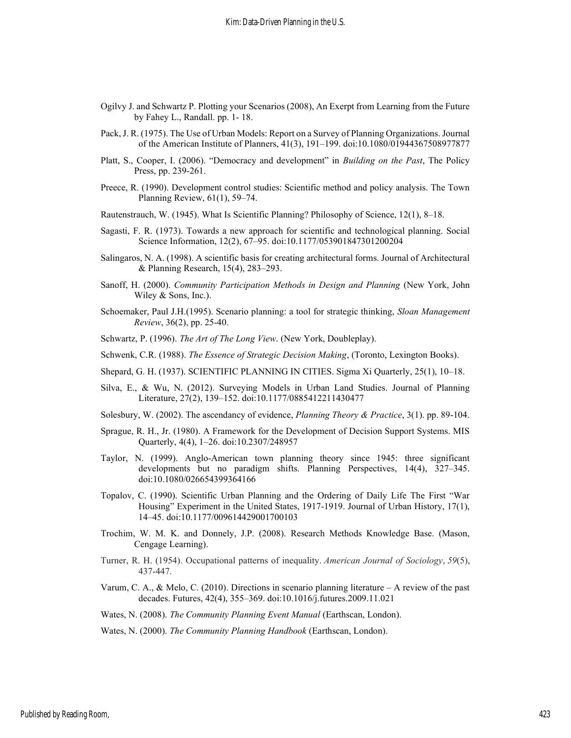Ogilvy J. and Schwartz P. Plotting your Scenarios (2008), An Exerpt from Learning from the Future by Fahey L., Randall. pp. 1- 18.

Pack, J. R. (1975). The Use of Urban Models: Report on a Survey of Planning Organizations. Journal of the American Institute of Planners, 41(3), 191–199. doi:10.1080/01944367508977877

Platt, S., Cooper, I. (2006). "Democracy and development" in *Building on the Past*, The Policy Press, pp. 239-261.

Preece, R. (1990). Development control studies: Scientific method and policy analysis. The Town Planning Review, 61(1), 59–74.

Rautenstrauch, W. (1945). What Is Scientific Planning? Philosophy of Science, 12(1), 8–18.

Sagasti, F. R. (1973). Towards a new approach for scientific and technological planning. Social Science Information, 12(2), 67–95. doi:10.1177/053901847301200204

Salingaros, N. A. (1998). A scientific basis for creating architectural forms. Journal of Architectural & Planning Research, 15(4), 283–293.

Sanoff, H. (2000). *Community Participation Methods in Design and Planning* (New York, John Wiley & Sons, Inc.).

Schoemaker, Paul J.H.(1995). Scenario planning: a tool for strategic thinking, *Sloan Management Review*, 36(2), pp. 25-40.

Schwartz, P. (1996). *The Art of The Long View*. (New York, Doubleplay).

Schwenk, C.R. (1988). *The Essence of Strategic Decision Making*, (Toronto, Lexington Books).

Shepard, G. H. (1937). SCIENTIFIC PLANNING IN CITIES. Sigma Xi Quarterly, 25(1), 10–18.

Silva, E., & Wu, N. (2012). Surveying Models in Urban Land Studies. Journal of Planning Literature, 27(2), 139–152. doi:10.1177/0885412211430477

Solesbury, W. (2002). The ascendancy of evidence, *Planning Theory & Practice*, 3(1). pp. 89-104.

Sprague, R. H., Jr. (1980). A Framework for the Development of Decision Support Systems. MIS Quarterly, 4(4), 1–26. doi:10.2307/248957

Taylor, N. (1999). Anglo-American town planning theory since 1945: three significant developments but no paradigm shifts. Planning Perspectives, 14(4), 327–345. doi:10.1080/026654399364166

Topalov, C. (1990). Scientific Urban Planning and the Ordering of Daily Life The First "War Housing" Experiment in the United States, 1917-1919. Journal of Urban History, 17(1), 14–45. doi:10.1177/009614429001700103

Trochim, W. M. K. and Donnely, J.P. (2008). Research Methods Knowledge Base. (Mason, Cengage Learning).

Turner, R. H. (1954). Occupational patterns of inequality. *American Journal of Sociology*, *59*(5), 437-447.

Varum, C. A., & Melo, C. (2010). Directions in scenario planning literature – A review of the past decades. Futures, 42(4), 355–369. doi:10.1016/j.futures.2009.11.021

Wates, N. (2008). *The Community Planning Event Manual* (Earthscan, London).

Wates, N. (2000). *The Community Planning Handbook* (Earthscan, London).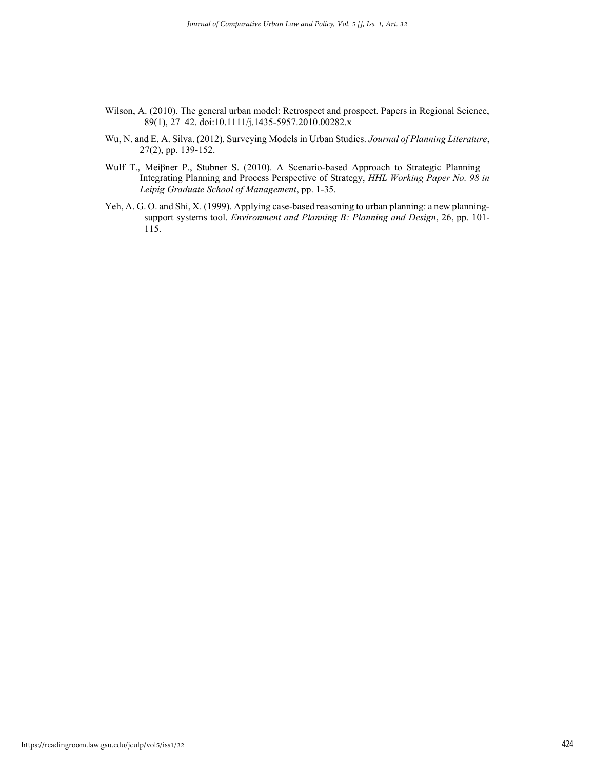Wilson, A. (2010). The general urban model: Retrospect and prospect. Papers in Regional Science, 89(1), 27–42. doi:10.1111/j.1435-5957.2010.00282.x

Wu, N. and E. A. Silva. (2012). Surveying Models in Urban Studies. *Journal of Planning Literature*, 27(2), pp. 139-152.

Wulf T., Meiβner P., Stubner S. (2010). A Scenario-based Approach to Strategic Planning – Integrating Planning and Process Perspective of Strategy, *HHL Working Paper No. 98 in Leipig Graduate School of Management*, pp. 1-35.

Yeh, A. G. O. and Shi, X. (1999). Applying case-based reasoning to urban planning: a new planning-support systems tool. *Environment and Planning B: Planning and Design*, 26, pp. 101-115.